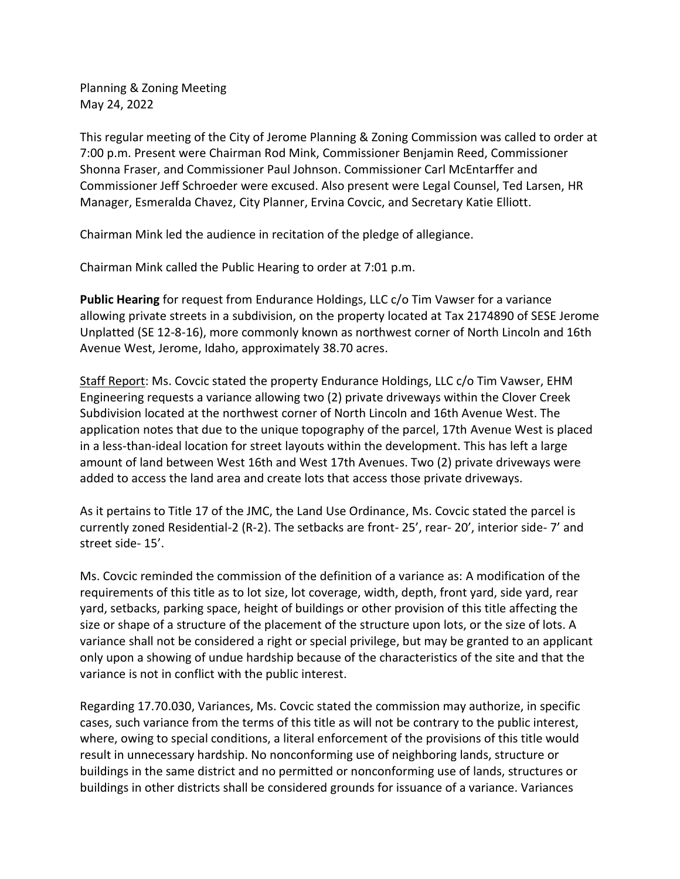Planning & Zoning Meeting
May 24, 2022

This regular meeting of the City of Jerome Planning & Zoning Commission was called to order at 7:00 p.m. Present were Chairman Rod Mink, Commissioner Benjamin Reed, Commissioner Shonna Fraser, and Commissioner Paul Johnson. Commissioner Carl McEntarffer and Commissioner Jeff Schroeder were excused. Also present were Legal Counsel, Ted Larsen, HR Manager, Esmeralda Chavez, City Planner, Ervina Covcic, and Secretary Katie Elliott.

Chairman Mink led the audience in recitation of the pledge of allegiance.

Chairman Mink called the Public Hearing to order at 7:01 p.m.

**Public Hearing** for request from Endurance Holdings, LLC c/o Tim Vawser for a variance allowing private streets in a subdivision, on the property located at Tax 2174890 of SESE Jerome Unplatted (SE 12-8-16), more commonly known as northwest corner of North Lincoln and 16th Avenue West, Jerome, Idaho, approximately 38.70 acres.

Staff Report: Ms. Covcic stated the property Endurance Holdings, LLC c/o Tim Vawser, EHM Engineering requests a variance allowing two (2) private driveways within the Clover Creek Subdivision located at the northwest corner of North Lincoln and 16th Avenue West. The application notes that due to the unique topography of the parcel, 17th Avenue West is placed in a less-than-ideal location for street layouts within the development. This has left a large amount of land between West 16th and West 17th Avenues. Two (2) private driveways were added to access the land area and create lots that access those private driveways.

As it pertains to Title 17 of the JMC, the Land Use Ordinance, Ms. Covcic stated the parcel is currently zoned Residential-2 (R-2). The setbacks are front- 25', rear- 20', interior side- 7' and street side- 15'.

Ms. Covcic reminded the commission of the definition of a variance as: A modification of the requirements of this title as to lot size, lot coverage, width, depth, front yard, side yard, rear yard, setbacks, parking space, height of buildings or other provision of this title affecting the size or shape of a structure of the placement of the structure upon lots, or the size of lots. A variance shall not be considered a right or special privilege, but may be granted to an applicant only upon a showing of undue hardship because of the characteristics of the site and that the variance is not in conflict with the public interest.

Regarding 17.70.030, Variances, Ms. Covcic stated the commission may authorize, in specific cases, such variance from the terms of this title as will not be contrary to the public interest, where, owing to special conditions, a literal enforcement of the provisions of this title would result in unnecessary hardship. No nonconforming use of neighboring lands, structure or buildings in the same district and no permitted or nonconforming use of lands, structures or buildings in other districts shall be considered grounds for issuance of a variance. Variances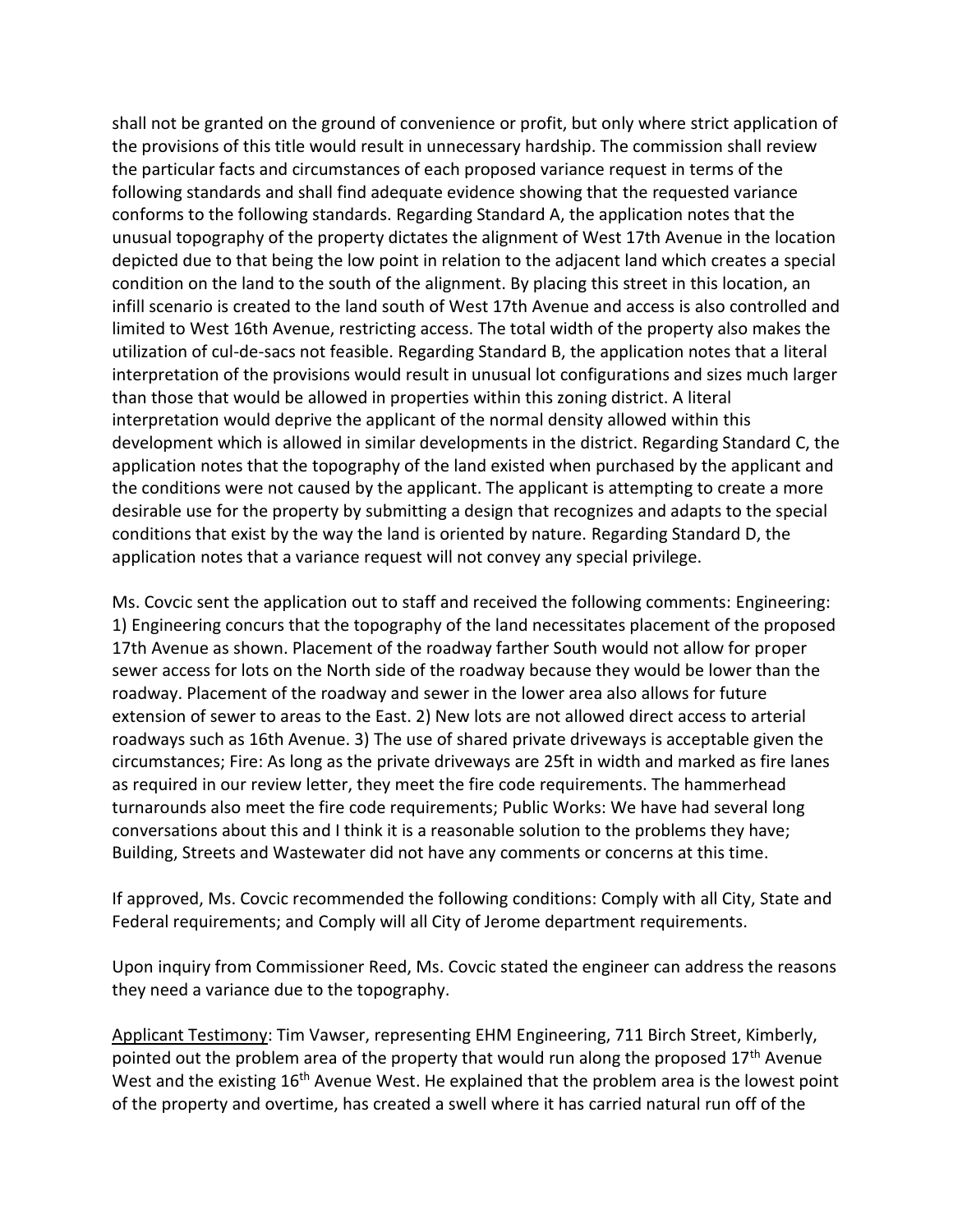shall not be granted on the ground of convenience or profit, but only where strict application of the provisions of this title would result in unnecessary hardship. The commission shall review the particular facts and circumstances of each proposed variance request in terms of the following standards and shall find adequate evidence showing that the requested variance conforms to the following standards. Regarding Standard A, the application notes that the unusual topography of the property dictates the alignment of West 17th Avenue in the location depicted due to that being the low point in relation to the adjacent land which creates a special condition on the land to the south of the alignment. By placing this street in this location, an infill scenario is created to the land south of West 17th Avenue and access is also controlled and limited to West 16th Avenue, restricting access. The total width of the property also makes the utilization of cul-de-sacs not feasible. Regarding Standard B, the application notes that a literal interpretation of the provisions would result in unusual lot configurations and sizes much larger than those that would be allowed in properties within this zoning district. A literal interpretation would deprive the applicant of the normal density allowed within this development which is allowed in similar developments in the district. Regarding Standard C, the application notes that the topography of the land existed when purchased by the applicant and the conditions were not caused by the applicant. The applicant is attempting to create a more desirable use for the property by submitting a design that recognizes and adapts to the special conditions that exist by the way the land is oriented by nature. Regarding Standard D, the application notes that a variance request will not convey any special privilege.

Ms. Covcic sent the application out to staff and received the following comments: Engineering: 1) Engineering concurs that the topography of the land necessitates placement of the proposed 17th Avenue as shown. Placement of the roadway farther South would not allow for proper sewer access for lots on the North side of the roadway because they would be lower than the roadway. Placement of the roadway and sewer in the lower area also allows for future extension of sewer to areas to the East. 2) New lots are not allowed direct access to arterial roadways such as 16th Avenue. 3) The use of shared private driveways is acceptable given the circumstances; Fire: As long as the private driveways are 25ft in width and marked as fire lanes as required in our review letter, they meet the fire code requirements. The hammerhead turnarounds also meet the fire code requirements; Public Works: We have had several long conversations about this and I think it is a reasonable solution to the problems they have; Building, Streets and Wastewater did not have any comments or concerns at this time.

If approved, Ms. Covcic recommended the following conditions: Comply with all City, State and Federal requirements; and Comply will all City of Jerome department requirements.

Upon inquiry from Commissioner Reed, Ms. Covcic stated the engineer can address the reasons they need a variance due to the topography.

Applicant Testimony: Tim Vawser, representing EHM Engineering, 711 Birch Street, Kimberly, pointed out the problem area of the property that would run along the proposed 17th Avenue West and the existing 16th Avenue West. He explained that the problem area is the lowest point of the property and overtime, has created a swell where it has carried natural run off of the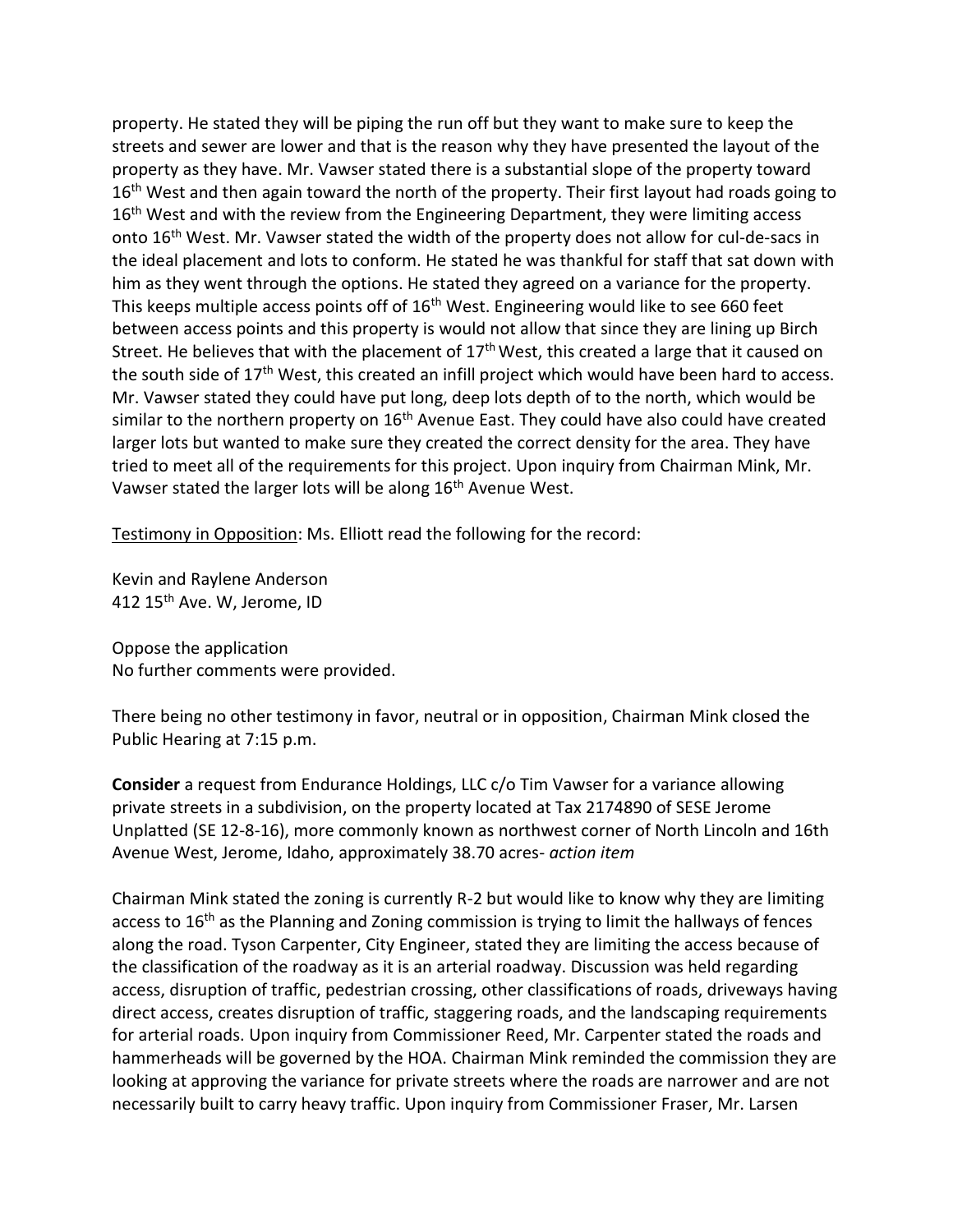property. He stated they will be piping the run off but they want to make sure to keep the streets and sewer are lower and that is the reason why they have presented the layout of the property as they have. Mr. Vawser stated there is a substantial slope of the property toward 16th West and then again toward the north of the property. Their first layout had roads going to 16th West and with the review from the Engineering Department, they were limiting access onto 16th West. Mr. Vawser stated the width of the property does not allow for cul-de-sacs in the ideal placement and lots to conform. He stated he was thankful for staff that sat down with him as they went through the options. He stated they agreed on a variance for the property. This keeps multiple access points off of 16th West. Engineering would like to see 660 feet between access points and this property is would not allow that since they are lining up Birch Street. He believes that with the placement of 17th West, this created a large that it caused on the south side of 17th West, this created an infill project which would have been hard to access. Mr. Vawser stated they could have put long, deep lots depth of to the north, which would be similar to the northern property on 16th Avenue East. They could have also could have created larger lots but wanted to make sure they created the correct density for the area. They have tried to meet all of the requirements for this project. Upon inquiry from Chairman Mink, Mr. Vawser stated the larger lots will be along 16th Avenue West.

Testimony in Opposition: Ms. Elliott read the following for the record:

Kevin and Raylene Anderson
412 15th Ave. W, Jerome, ID

Oppose the application
No further comments were provided.

There being no other testimony in favor, neutral or in opposition, Chairman Mink closed the Public Hearing at 7:15 p.m.

**Consider** a request from Endurance Holdings, LLC c/o Tim Vawser for a variance allowing private streets in a subdivision, on the property located at Tax 2174890 of SESE Jerome Unplatted (SE 12-8-16), more commonly known as northwest corner of North Lincoln and 16th Avenue West, Jerome, Idaho, approximately 38.70 acres- *action item*

Chairman Mink stated the zoning is currently R-2 but would like to know why they are limiting access to 16th as the Planning and Zoning commission is trying to limit the hallways of fences along the road. Tyson Carpenter, City Engineer, stated they are limiting the access because of the classification of the roadway as it is an arterial roadway. Discussion was held regarding access, disruption of traffic, pedestrian crossing, other classifications of roads, driveways having direct access, creates disruption of traffic, staggering roads, and the landscaping requirements for arterial roads. Upon inquiry from Commissioner Reed, Mr. Carpenter stated the roads and hammerheads will be governed by the HOA. Chairman Mink reminded the commission they are looking at approving the variance for private streets where the roads are narrower and are not necessarily built to carry heavy traffic. Upon inquiry from Commissioner Fraser, Mr. Larsen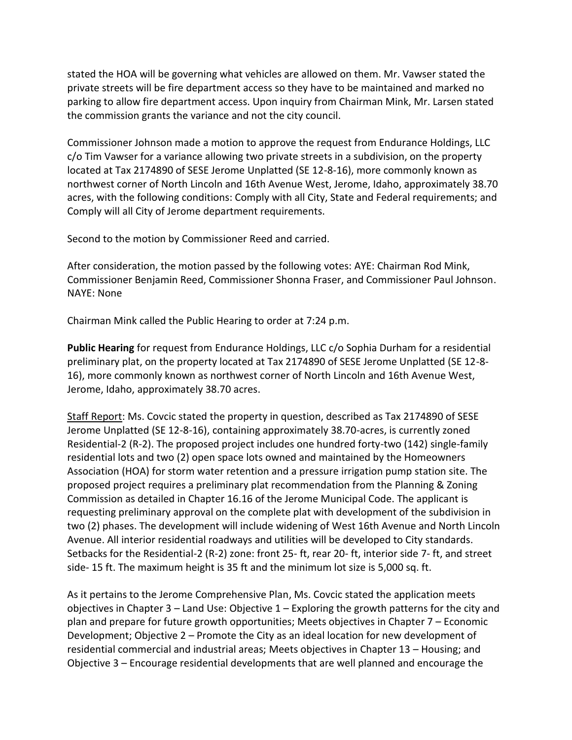stated the HOA will be governing what vehicles are allowed on them. Mr. Vawser stated the private streets will be fire department access so they have to be maintained and marked no parking to allow fire department access. Upon inquiry from Chairman Mink, Mr. Larsen stated the commission grants the variance and not the city council.

Commissioner Johnson made a motion to approve the request from Endurance Holdings, LLC c/o Tim Vawser for a variance allowing two private streets in a subdivision, on the property located at Tax 2174890 of SESE Jerome Unplatted (SE 12-8-16), more commonly known as northwest corner of North Lincoln and 16th Avenue West, Jerome, Idaho, approximately 38.70 acres, with the following conditions: Comply with all City, State and Federal requirements; and Comply will all City of Jerome department requirements.

Second to the motion by Commissioner Reed and carried.

After consideration, the motion passed by the following votes: AYE: Chairman Rod Mink, Commissioner Benjamin Reed, Commissioner Shonna Fraser, and Commissioner Paul Johnson. NAYE: None

Chairman Mink called the Public Hearing to order at 7:24 p.m.

**Public Hearing** for request from Endurance Holdings, LLC c/o Sophia Durham for a residential preliminary plat, on the property located at Tax 2174890 of SESE Jerome Unplatted (SE 12-8-16), more commonly known as northwest corner of North Lincoln and 16th Avenue West, Jerome, Idaho, approximately 38.70 acres.

Staff Report: Ms. Covcic stated the property in question, described as Tax 2174890 of SESE Jerome Unplatted (SE 12-8-16), containing approximately 38.70-acres, is currently zoned Residential-2 (R-2). The proposed project includes one hundred forty-two (142) single-family residential lots and two (2) open space lots owned and maintained by the Homeowners Association (HOA) for storm water retention and a pressure irrigation pump station site. The proposed project requires a preliminary plat recommendation from the Planning & Zoning Commission as detailed in Chapter 16.16 of the Jerome Municipal Code. The applicant is requesting preliminary approval on the complete plat with development of the subdivision in two (2) phases. The development will include widening of West 16th Avenue and North Lincoln Avenue. All interior residential roadways and utilities will be developed to City standards. Setbacks for the Residential-2 (R-2) zone: front 25- ft, rear 20- ft, interior side 7- ft, and street side- 15 ft. The maximum height is 35 ft and the minimum lot size is 5,000 sq. ft.

As it pertains to the Jerome Comprehensive Plan, Ms. Covcic stated the application meets objectives in Chapter 3 – Land Use: Objective 1 – Exploring the growth patterns for the city and plan and prepare for future growth opportunities; Meets objectives in Chapter 7 – Economic Development; Objective 2 – Promote the City as an ideal location for new development of residential commercial and industrial areas; Meets objectives in Chapter 13 – Housing; and Objective 3 – Encourage residential developments that are well planned and encourage the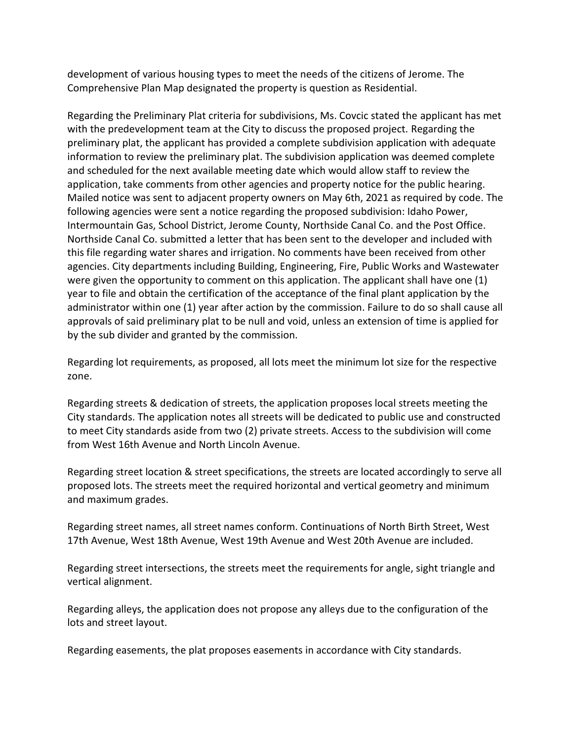development of various housing types to meet the needs of the citizens of Jerome. The Comprehensive Plan Map designated the property is question as Residential.

Regarding the Preliminary Plat criteria for subdivisions, Ms. Covcic stated the applicant has met with the predevelopment team at the City to discuss the proposed project. Regarding the preliminary plat, the applicant has provided a complete subdivision application with adequate information to review the preliminary plat. The subdivision application was deemed complete and scheduled for the next available meeting date which would allow staff to review the application, take comments from other agencies and property notice for the public hearing. Mailed notice was sent to adjacent property owners on May 6th, 2021 as required by code. The following agencies were sent a notice regarding the proposed subdivision: Idaho Power, Intermountain Gas, School District, Jerome County, Northside Canal Co. and the Post Office. Northside Canal Co. submitted a letter that has been sent to the developer and included with this file regarding water shares and irrigation. No comments have been received from other agencies. City departments including Building, Engineering, Fire, Public Works and Wastewater were given the opportunity to comment on this application. The applicant shall have one (1) year to file and obtain the certification of the acceptance of the final plant application by the administrator within one (1) year after action by the commission. Failure to do so shall cause all approvals of said preliminary plat to be null and void, unless an extension of time is applied for by the sub divider and granted by the commission.

Regarding lot requirements, as proposed, all lots meet the minimum lot size for the respective zone.

Regarding streets & dedication of streets, the application proposes local streets meeting the City standards. The application notes all streets will be dedicated to public use and constructed to meet City standards aside from two (2) private streets. Access to the subdivision will come from West 16th Avenue and North Lincoln Avenue.

Regarding street location & street specifications, the streets are located accordingly to serve all proposed lots. The streets meet the required horizontal and vertical geometry and minimum and maximum grades.

Regarding street names, all street names conform. Continuations of North Birth Street, West 17th Avenue, West 18th Avenue, West 19th Avenue and West 20th Avenue are included.

Regarding street intersections, the streets meet the requirements for angle, sight triangle and vertical alignment.

Regarding alleys, the application does not propose any alleys due to the configuration of the lots and street layout.

Regarding easements, the plat proposes easements in accordance with City standards.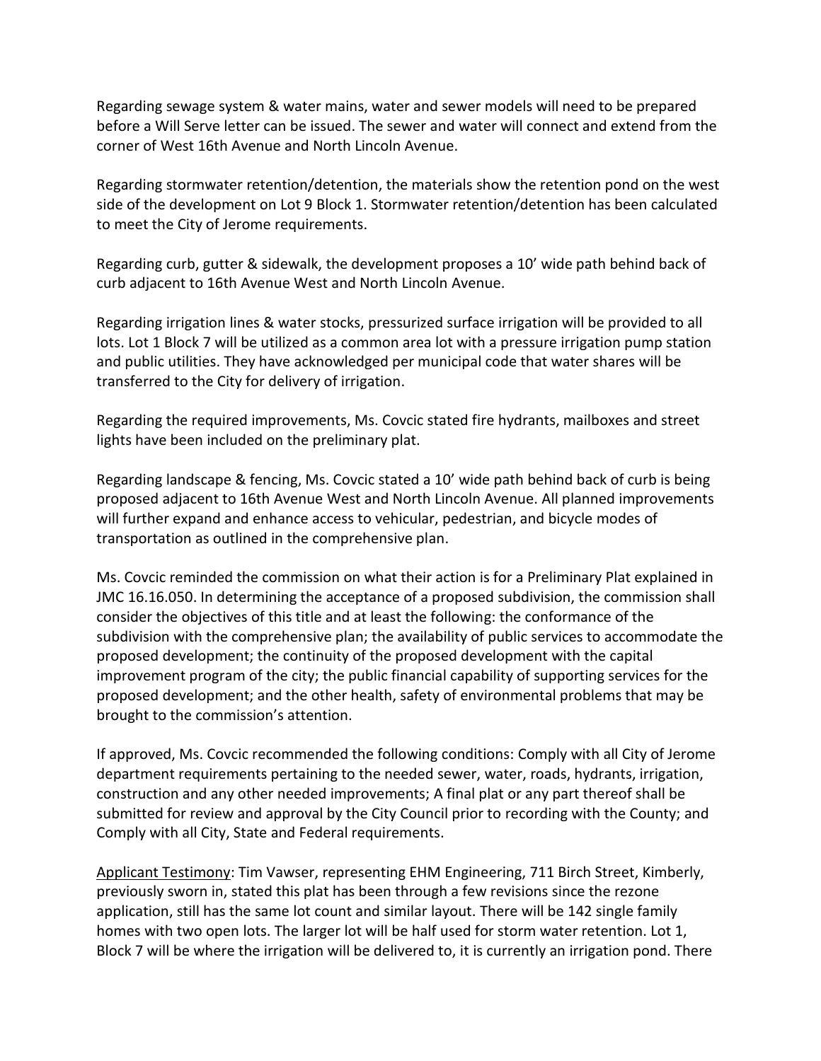Regarding sewage system & water mains, water and sewer models will need to be prepared before a Will Serve letter can be issued. The sewer and water will connect and extend from the corner of West 16th Avenue and North Lincoln Avenue.

Regarding stormwater retention/detention, the materials show the retention pond on the west side of the development on Lot 9 Block 1. Stormwater retention/detention has been calculated to meet the City of Jerome requirements.

Regarding curb, gutter & sidewalk, the development proposes a 10' wide path behind back of curb adjacent to 16th Avenue West and North Lincoln Avenue.

Regarding irrigation lines & water stocks, pressurized surface irrigation will be provided to all lots. Lot 1 Block 7 will be utilized as a common area lot with a pressure irrigation pump station and public utilities. They have acknowledged per municipal code that water shares will be transferred to the City for delivery of irrigation.

Regarding the required improvements, Ms. Covcic stated fire hydrants, mailboxes and street lights have been included on the preliminary plat.

Regarding landscape & fencing, Ms. Covcic stated a 10' wide path behind back of curb is being proposed adjacent to 16th Avenue West and North Lincoln Avenue. All planned improvements will further expand and enhance access to vehicular, pedestrian, and bicycle modes of transportation as outlined in the comprehensive plan.

Ms. Covcic reminded the commission on what their action is for a Preliminary Plat explained in JMC 16.16.050. In determining the acceptance of a proposed subdivision, the commission shall consider the objectives of this title and at least the following: the conformance of the subdivision with the comprehensive plan; the availability of public services to accommodate the proposed development; the continuity of the proposed development with the capital improvement program of the city; the public financial capability of supporting services for the proposed development; and the other health, safety of environmental problems that may be brought to the commission's attention.

If approved, Ms. Covcic recommended the following conditions: Comply with all City of Jerome department requirements pertaining to the needed sewer, water, roads, hydrants, irrigation, construction and any other needed improvements; A final plat or any part thereof shall be submitted for review and approval by the City Council prior to recording with the County; and Comply with all City, State and Federal requirements.

<u>Applicant Testimony</u>: Tim Vawser, representing EHM Engineering, 711 Birch Street, Kimberly, previously sworn in, stated this plat has been through a few revisions since the rezone application, still has the same lot count and similar layout. There will be 142 single family homes with two open lots. The larger lot will be half used for storm water retention. Lot 1, Block 7 will be where the irrigation will be delivered to, it is currently an irrigation pond. There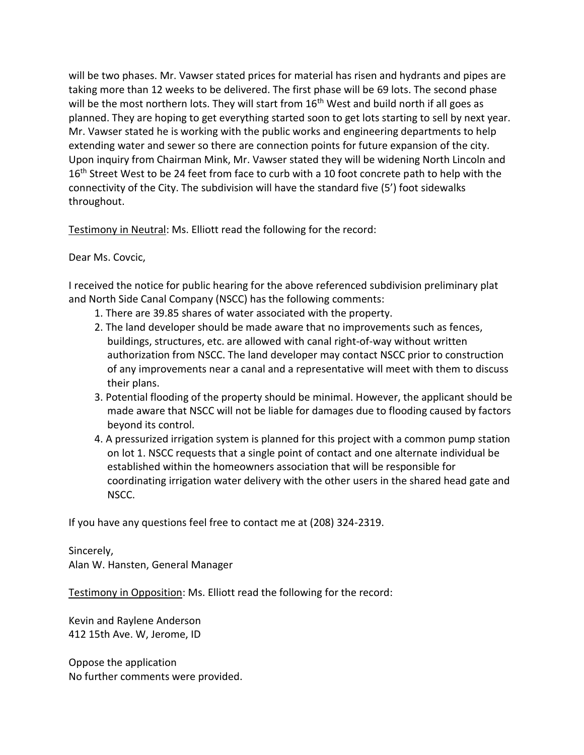will be two phases. Mr. Vawser stated prices for material has risen and hydrants and pipes are taking more than 12 weeks to be delivered. The first phase will be 69 lots. The second phase will be the most northern lots. They will start from 16th West and build north if all goes as planned. They are hoping to get everything started soon to get lots starting to sell by next year. Mr. Vawser stated he is working with the public works and engineering departments to help extending water and sewer so there are connection points for future expansion of the city. Upon inquiry from Chairman Mink, Mr. Vawser stated they will be widening North Lincoln and 16th Street West to be 24 feet from face to curb with a 10 foot concrete path to help with the connectivity of the City. The subdivision will have the standard five (5') foot sidewalks throughout.

Testimony in Neutral: Ms. Elliott read the following for the record:

Dear Ms. Covcic,

I received the notice for public hearing for the above referenced subdivision preliminary plat and North Side Canal Company (NSCC) has the following comments:

1. There are 39.85 shares of water associated with the property.
2. The land developer should be made aware that no improvements such as fences, buildings, structures, etc. are allowed with canal right-of-way without written authorization from NSCC. The land developer may contact NSCC prior to construction of any improvements near a canal and a representative will meet with them to discuss their plans.
3. Potential flooding of the property should be minimal. However, the applicant should be made aware that NSCC will not be liable for damages due to flooding caused by factors beyond its control.
4. A pressurized irrigation system is planned for this project with a common pump station on lot 1. NSCC requests that a single point of contact and one alternate individual be established within the homeowners association that will be responsible for coordinating irrigation water delivery with the other users in the shared head gate and NSCC.

If you have any questions feel free to contact me at (208) 324-2319.

Sincerely,
Alan W. Hansten, General Manager

Testimony in Opposition: Ms. Elliott read the following for the record:

Kevin and Raylene Anderson
412 15th Ave. W, Jerome, ID

Oppose the application
No further comments were provided.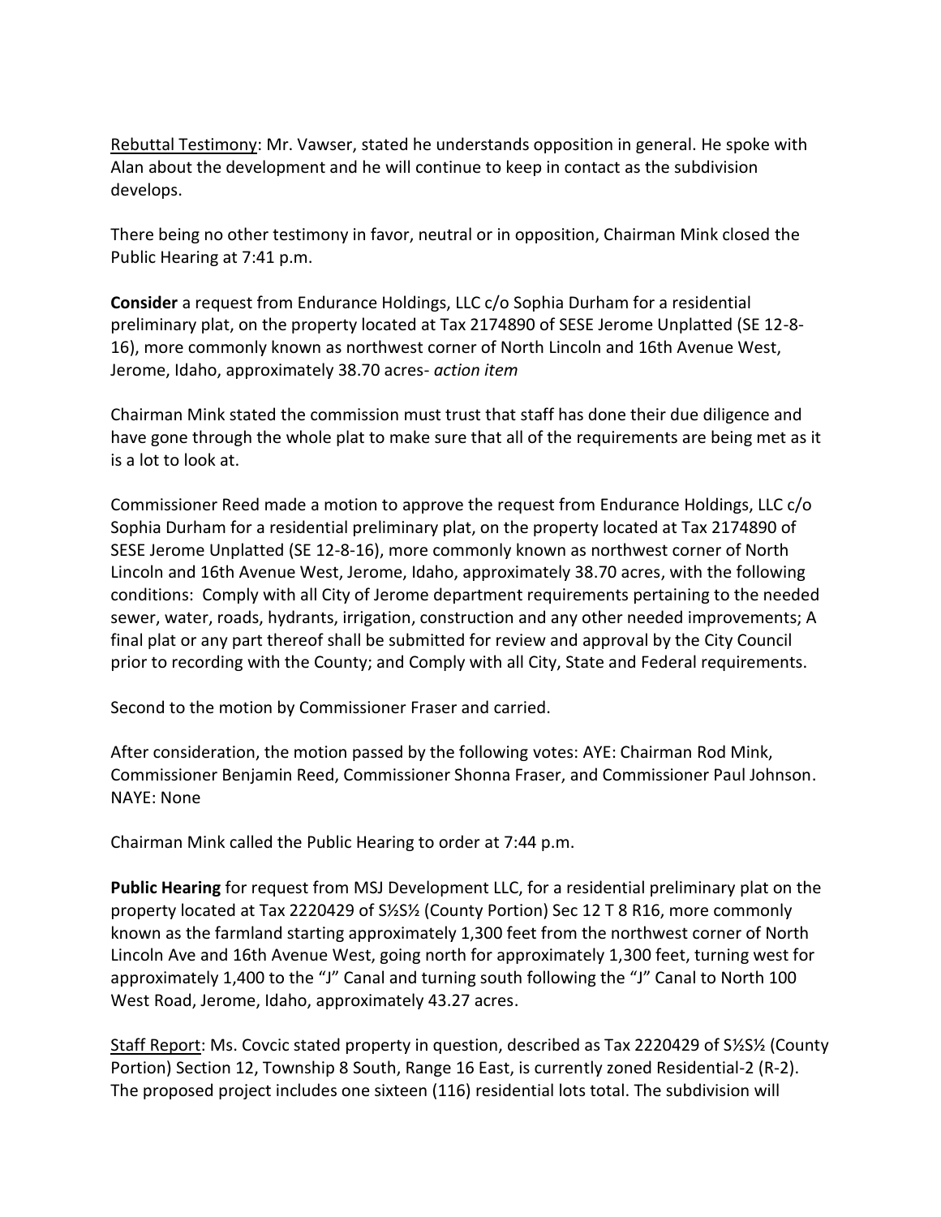Rebuttal Testimony: Mr. Vawser, stated he understands opposition in general. He spoke with Alan about the development and he will continue to keep in contact as the subdivision develops.

There being no other testimony in favor, neutral or in opposition, Chairman Mink closed the Public Hearing at 7:41 p.m.

**Consider** a request from Endurance Holdings, LLC c/o Sophia Durham for a residential preliminary plat, on the property located at Tax 2174890 of SESE Jerome Unplatted (SE 12-8-16), more commonly known as northwest corner of North Lincoln and 16th Avenue West, Jerome, Idaho, approximately 38.70 acres- *action item*

Chairman Mink stated the commission must trust that staff has done their due diligence and have gone through the whole plat to make sure that all of the requirements are being met as it is a lot to look at.

Commissioner Reed made a motion to approve the request from Endurance Holdings, LLC c/o Sophia Durham for a residential preliminary plat, on the property located at Tax 2174890 of SESE Jerome Unplatted (SE 12-8-16), more commonly known as northwest corner of North Lincoln and 16th Avenue West, Jerome, Idaho, approximately 38.70 acres, with the following conditions: Comply with all City of Jerome department requirements pertaining to the needed sewer, water, roads, hydrants, irrigation, construction and any other needed improvements; A final plat or any part thereof shall be submitted for review and approval by the City Council prior to recording with the County; and Comply with all City, State and Federal requirements.

Second to the motion by Commissioner Fraser and carried.

After consideration, the motion passed by the following votes: AYE: Chairman Rod Mink, Commissioner Benjamin Reed, Commissioner Shonna Fraser, and Commissioner Paul Johnson. NAYE: None

Chairman Mink called the Public Hearing to order at 7:44 p.m.

**Public Hearing** for request from MSJ Development LLC, for a residential preliminary plat on the property located at Tax 2220429 of S½S½ (County Portion) Sec 12 T 8 R16, more commonly known as the farmland starting approximately 1,300 feet from the northwest corner of North Lincoln Ave and 16th Avenue West, going north for approximately 1,300 feet, turning west for approximately 1,400 to the "J" Canal and turning south following the "J" Canal to North 100 West Road, Jerome, Idaho, approximately 43.27 acres.

Staff Report: Ms. Covcic stated property in question, described as Tax 2220429 of S½S½ (County Portion) Section 12, Township 8 South, Range 16 East, is currently zoned Residential-2 (R-2). The proposed project includes one sixteen (116) residential lots total. The subdivision will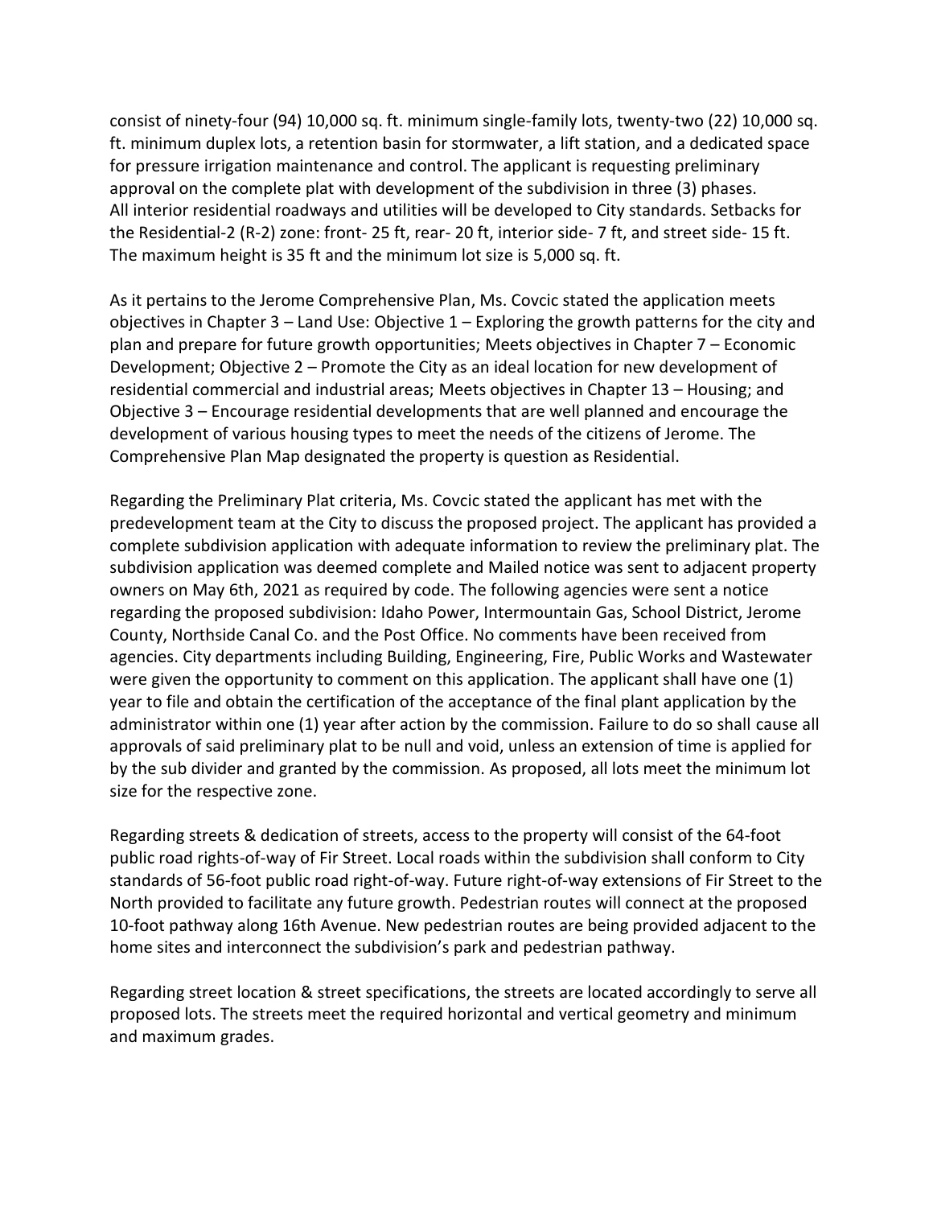consist of ninety-four (94) 10,000 sq. ft. minimum single-family lots, twenty-two (22) 10,000 sq. ft. minimum duplex lots, a retention basin for stormwater, a lift station, and a dedicated space for pressure irrigation maintenance and control. The applicant is requesting preliminary approval on the complete plat with development of the subdivision in three (3) phases. All interior residential roadways and utilities will be developed to City standards. Setbacks for the Residential-2 (R-2) zone: front- 25 ft, rear- 20 ft, interior side- 7 ft, and street side- 15 ft. The maximum height is 35 ft and the minimum lot size is 5,000 sq. ft.

As it pertains to the Jerome Comprehensive Plan, Ms. Covcic stated the application meets objectives in Chapter 3 – Land Use: Objective 1 – Exploring the growth patterns for the city and plan and prepare for future growth opportunities; Meets objectives in Chapter 7 – Economic Development; Objective 2 – Promote the City as an ideal location for new development of residential commercial and industrial areas; Meets objectives in Chapter 13 – Housing; and Objective 3 – Encourage residential developments that are well planned and encourage the development of various housing types to meet the needs of the citizens of Jerome. The Comprehensive Plan Map designated the property is question as Residential.

Regarding the Preliminary Plat criteria, Ms. Covcic stated the applicant has met with the predevelopment team at the City to discuss the proposed project. The applicant has provided a complete subdivision application with adequate information to review the preliminary plat. The subdivision application was deemed complete and Mailed notice was sent to adjacent property owners on May 6th, 2021 as required by code. The following agencies were sent a notice regarding the proposed subdivision: Idaho Power, Intermountain Gas, School District, Jerome County, Northside Canal Co. and the Post Office. No comments have been received from agencies. City departments including Building, Engineering, Fire, Public Works and Wastewater were given the opportunity to comment on this application. The applicant shall have one (1) year to file and obtain the certification of the acceptance of the final plant application by the administrator within one (1) year after action by the commission. Failure to do so shall cause all approvals of said preliminary plat to be null and void, unless an extension of time is applied for by the sub divider and granted by the commission. As proposed, all lots meet the minimum lot size for the respective zone.

Regarding streets & dedication of streets, access to the property will consist of the 64-foot public road rights-of-way of Fir Street. Local roads within the subdivision shall conform to City standards of 56-foot public road right-of-way. Future right-of-way extensions of Fir Street to the North provided to facilitate any future growth. Pedestrian routes will connect at the proposed 10-foot pathway along 16th Avenue. New pedestrian routes are being provided adjacent to the home sites and interconnect the subdivision's park and pedestrian pathway.

Regarding street location & street specifications, the streets are located accordingly to serve all proposed lots. The streets meet the required horizontal and vertical geometry and minimum and maximum grades.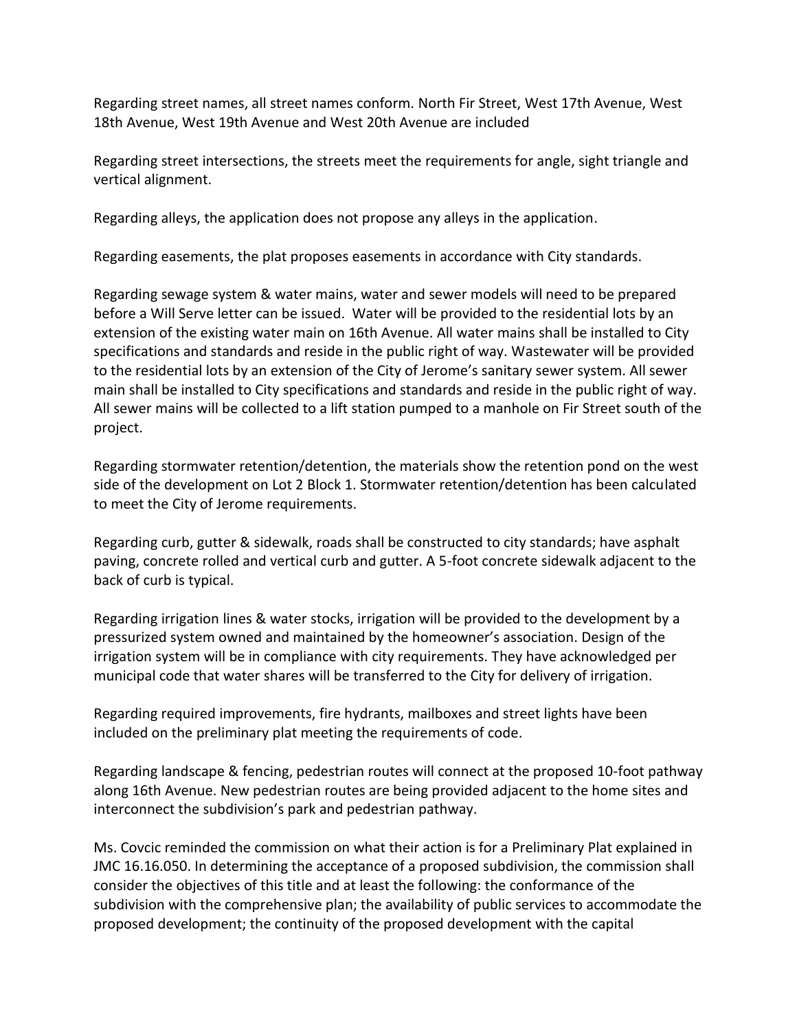Regarding street names, all street names conform. North Fir Street, West 17th Avenue, West 18th Avenue, West 19th Avenue and West 20th Avenue are included

Regarding street intersections, the streets meet the requirements for angle, sight triangle and vertical alignment.

Regarding alleys, the application does not propose any alleys in the application.

Regarding easements, the plat proposes easements in accordance with City standards.

Regarding sewage system & water mains, water and sewer models will need to be prepared before a Will Serve letter can be issued. Water will be provided to the residential lots by an extension of the existing water main on 16th Avenue. All water mains shall be installed to City specifications and standards and reside in the public right of way. Wastewater will be provided to the residential lots by an extension of the City of Jerome's sanitary sewer system. All sewer main shall be installed to City specifications and standards and reside in the public right of way. All sewer mains will be collected to a lift station pumped to a manhole on Fir Street south of the project.

Regarding stormwater retention/detention, the materials show the retention pond on the west side of the development on Lot 2 Block 1. Stormwater retention/detention has been calculated to meet the City of Jerome requirements.

Regarding curb, gutter & sidewalk, roads shall be constructed to city standards; have asphalt paving, concrete rolled and vertical curb and gutter. A 5-foot concrete sidewalk adjacent to the back of curb is typical.

Regarding irrigation lines & water stocks, irrigation will be provided to the development by a pressurized system owned and maintained by the homeowner's association. Design of the irrigation system will be in compliance with city requirements. They have acknowledged per municipal code that water shares will be transferred to the City for delivery of irrigation.

Regarding required improvements, fire hydrants, mailboxes and street lights have been included on the preliminary plat meeting the requirements of code.

Regarding landscape & fencing, pedestrian routes will connect at the proposed 10-foot pathway along 16th Avenue. New pedestrian routes are being provided adjacent to the home sites and interconnect the subdivision's park and pedestrian pathway.

Ms. Covcic reminded the commission on what their action is for a Preliminary Plat explained in JMC 16.16.050. In determining the acceptance of a proposed subdivision, the commission shall consider the objectives of this title and at least the following: the conformance of the subdivision with the comprehensive plan; the availability of public services to accommodate the proposed development; the continuity of the proposed development with the capital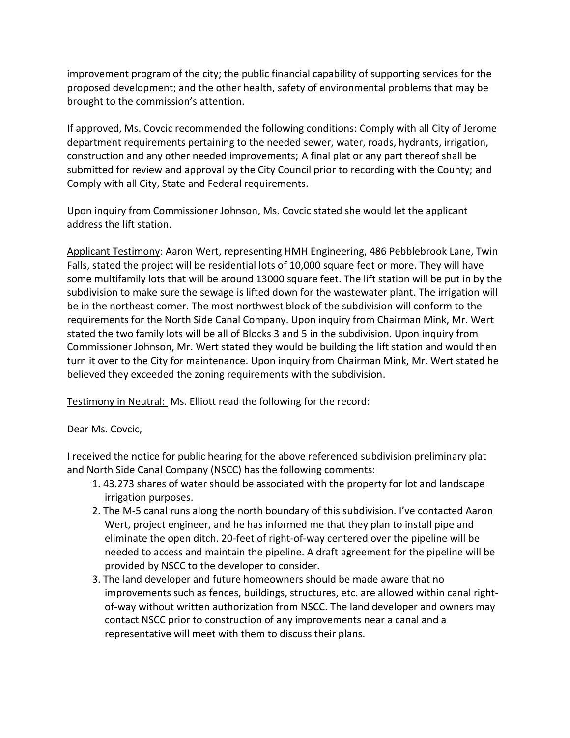improvement program of the city; the public financial capability of supporting services for the proposed development; and the other health, safety of environmental problems that may be brought to the commission's attention.

If approved, Ms. Covcic recommended the following conditions: Comply with all City of Jerome department requirements pertaining to the needed sewer, water, roads, hydrants, irrigation, construction and any other needed improvements; A final plat or any part thereof shall be submitted for review and approval by the City Council prior to recording with the County; and Comply with all City, State and Federal requirements.

Upon inquiry from Commissioner Johnson, Ms. Covcic stated she would let the applicant address the lift station.

Applicant Testimony: Aaron Wert, representing HMH Engineering, 486 Pebblebrook Lane, Twin Falls, stated the project will be residential lots of 10,000 square feet or more. They will have some multifamily lots that will be around 13000 square feet. The lift station will be put in by the subdivision to make sure the sewage is lifted down for the wastewater plant. The irrigation will be in the northeast corner. The most northwest block of the subdivision will conform to the requirements for the North Side Canal Company. Upon inquiry from Chairman Mink, Mr. Wert stated the two family lots will be all of Blocks 3 and 5 in the subdivision. Upon inquiry from Commissioner Johnson, Mr. Wert stated they would be building the lift station and would then turn it over to the City for maintenance. Upon inquiry from Chairman Mink, Mr. Wert stated he believed they exceeded the zoning requirements with the subdivision.

Testimony in Neutral: Ms. Elliott read the following for the record:

Dear Ms. Covcic,

I received the notice for public hearing for the above referenced subdivision preliminary plat and North Side Canal Company (NSCC) has the following comments:

1. 43.273 shares of water should be associated with the property for lot and landscape irrigation purposes.
2. The M-5 canal runs along the north boundary of this subdivision. I've contacted Aaron Wert, project engineer, and he has informed me that they plan to install pipe and eliminate the open ditch. 20-feet of right-of-way centered over the pipeline will be needed to access and maintain the pipeline. A draft agreement for the pipeline will be provided by NSCC to the developer to consider.
3. The land developer and future homeowners should be made aware that no improvements such as fences, buildings, structures, etc. are allowed within canal right-of-way without written authorization from NSCC. The land developer and owners may contact NSCC prior to construction of any improvements near a canal and a representative will meet with them to discuss their plans.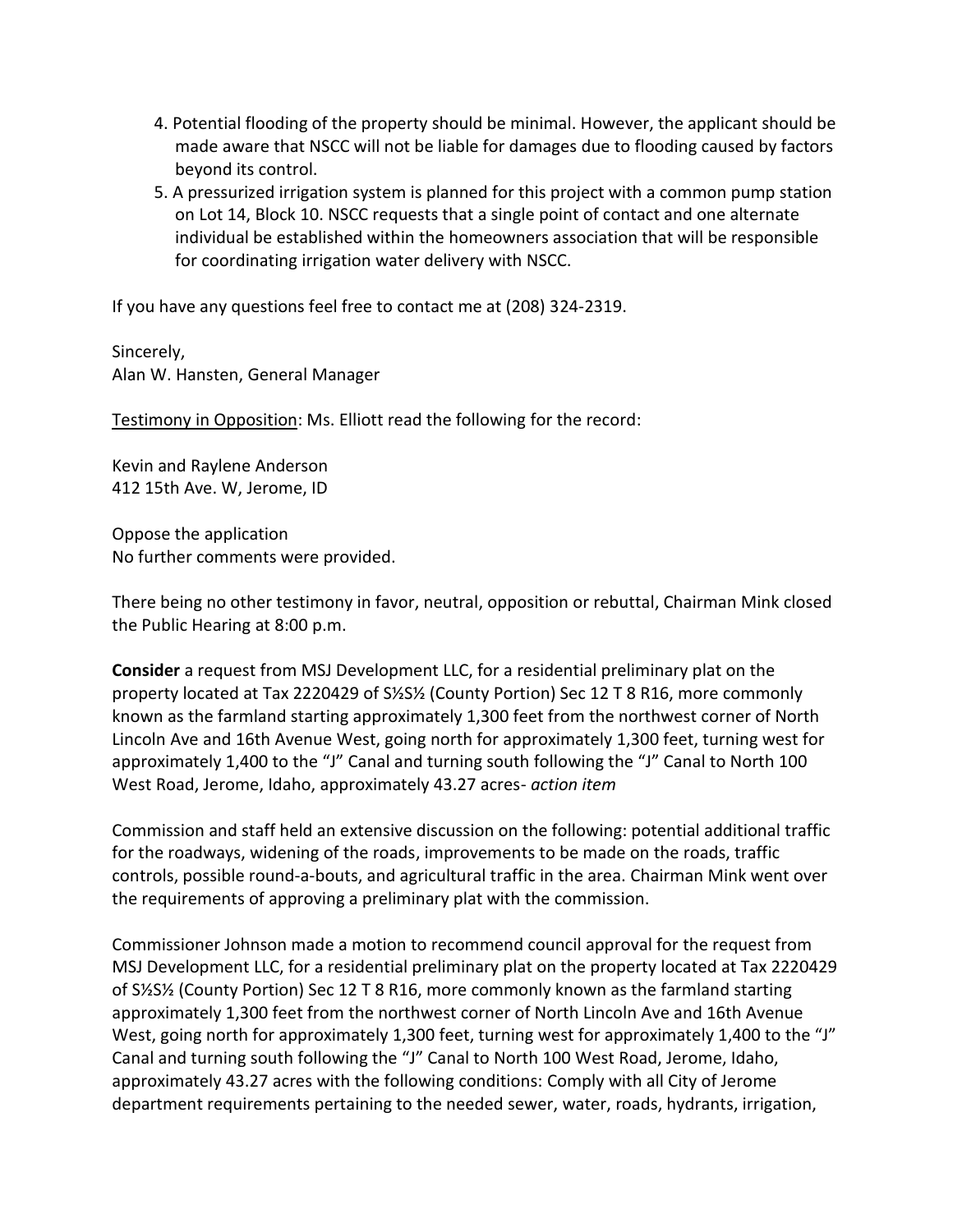4. Potential flooding of the property should be minimal. However, the applicant should be made aware that NSCC will not be liable for damages due to flooding caused by factors beyond its control.
5. A pressurized irrigation system is planned for this project with a common pump station on Lot 14, Block 10. NSCC requests that a single point of contact and one alternate individual be established within the homeowners association that will be responsible for coordinating irrigation water delivery with NSCC.

If you have any questions feel free to contact me at (208) 324-2319.

Sincerely,
Alan W. Hansten, General Manager

Testimony in Opposition: Ms. Elliott read the following for the record:

Kevin and Raylene Anderson
412 15th Ave. W, Jerome, ID

Oppose the application
No further comments were provided.

There being no other testimony in favor, neutral, opposition or rebuttal, Chairman Mink closed the Public Hearing at 8:00 p.m.

**Consider** a request from MSJ Development LLC, for a residential preliminary plat on the property located at Tax 2220429 of S½S½ (County Portion) Sec 12 T 8 R16, more commonly known as the farmland starting approximately 1,300 feet from the northwest corner of North Lincoln Ave and 16th Avenue West, going north for approximately 1,300 feet, turning west for approximately 1,400 to the "J" Canal and turning south following the "J" Canal to North 100 West Road, Jerome, Idaho, approximately 43.27 acres- *action item*

Commission and staff held an extensive discussion on the following: potential additional traffic for the roadways, widening of the roads, improvements to be made on the roads, traffic controls, possible round-a-bouts, and agricultural traffic in the area. Chairman Mink went over the requirements of approving a preliminary plat with the commission.

Commissioner Johnson made a motion to recommend council approval for the request from MSJ Development LLC, for a residential preliminary plat on the property located at Tax 2220429 of S½S½ (County Portion) Sec 12 T 8 R16, more commonly known as the farmland starting approximately 1,300 feet from the northwest corner of North Lincoln Ave and 16th Avenue West, going north for approximately 1,300 feet, turning west for approximately 1,400 to the "J" Canal and turning south following the "J" Canal to North 100 West Road, Jerome, Idaho, approximately 43.27 acres with the following conditions: Comply with all City of Jerome department requirements pertaining to the needed sewer, water, roads, hydrants, irrigation,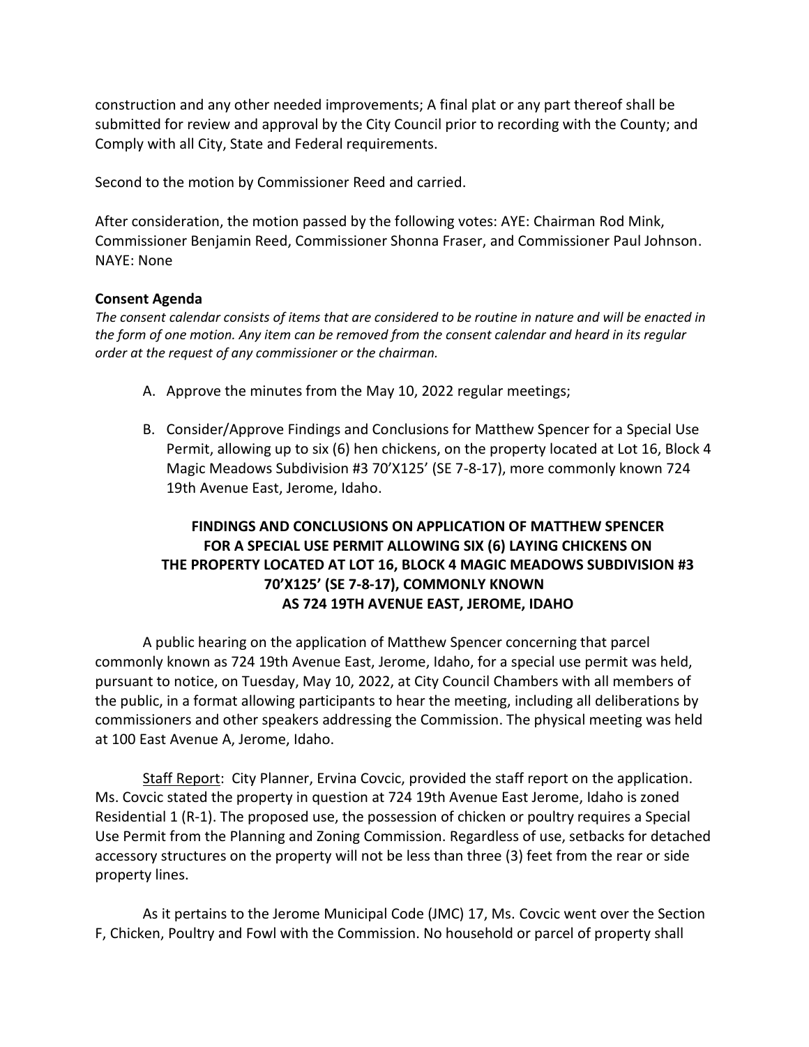construction and any other needed improvements; A final plat or any part thereof shall be submitted for review and approval by the City Council prior to recording with the County; and Comply with all City, State and Federal requirements.

Second to the motion by Commissioner Reed and carried.

After consideration, the motion passed by the following votes: AYE: Chairman Rod Mink, Commissioner Benjamin Reed, Commissioner Shonna Fraser, and Commissioner Paul Johnson. NAYE: None

**Consent Agenda**

*The consent calendar consists of items that are considered to be routine in nature and will be enacted in the form of one motion. Any item can be removed from the consent calendar and heard in its regular order at the request of any commissioner or the chairman.*

A. Approve the minutes from the May 10, 2022 regular meetings;

B. Consider/Approve Findings and Conclusions for Matthew Spencer for a Special Use Permit, allowing up to six (6) hen chickens, on the property located at Lot 16, Block 4 Magic Meadows Subdivision #3 70'X125' (SE 7-8-17), more commonly known 724 19th Avenue East, Jerome, Idaho.

**FINDINGS AND CONCLUSIONS ON APPLICATION OF MATTHEW SPENCER FOR A SPECIAL USE PERMIT ALLOWING SIX (6) LAYING CHICKENS ON THE PROPERTY LOCATED AT LOT 16, BLOCK 4 MAGIC MEADOWS SUBDIVISION #3 70'X125' (SE 7-8-17), COMMONLY KNOWN AS 724 19TH AVENUE EAST, JEROME, IDAHO**

A public hearing on the application of Matthew Spencer concerning that parcel commonly known as 724 19th Avenue East, Jerome, Idaho, for a special use permit was held, pursuant to notice, on Tuesday, May 10, 2022, at City Council Chambers with all members of the public, in a format allowing participants to hear the meeting, including all deliberations by commissioners and other speakers addressing the Commission. The physical meeting was held at 100 East Avenue A, Jerome, Idaho.

Staff Report: City Planner, Ervina Covcic, provided the staff report on the application. Ms. Covcic stated the property in question at 724 19th Avenue East Jerome, Idaho is zoned Residential 1 (R-1). The proposed use, the possession of chicken or poultry requires a Special Use Permit from the Planning and Zoning Commission. Regardless of use, setbacks for detached accessory structures on the property will not be less than three (3) feet from the rear or side property lines.

As it pertains to the Jerome Municipal Code (JMC) 17, Ms. Covcic went over the Section F, Chicken, Poultry and Fowl with the Commission. No household or parcel of property shall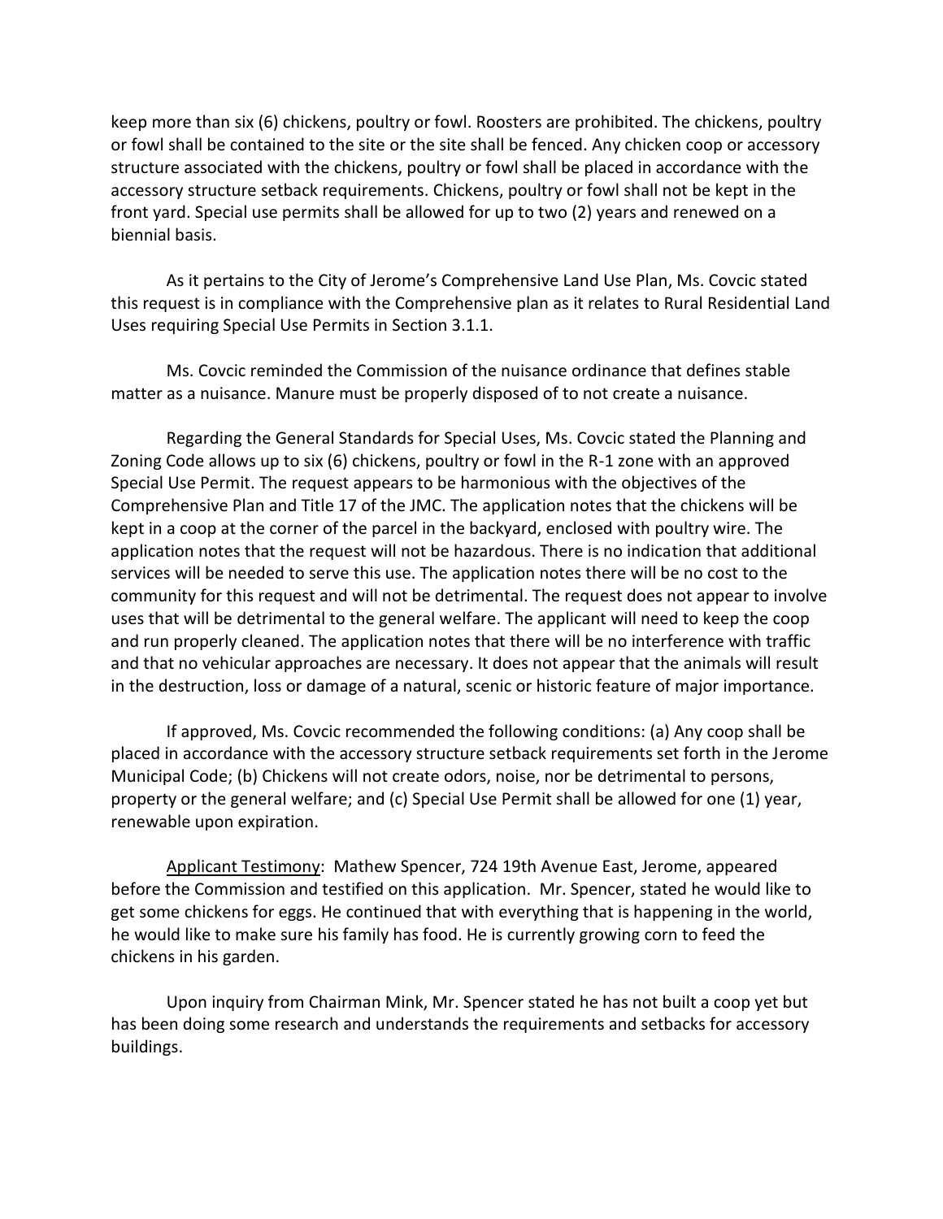keep more than six (6) chickens, poultry or fowl. Roosters are prohibited. The chickens, poultry or fowl shall be contained to the site or the site shall be fenced. Any chicken coop or accessory structure associated with the chickens, poultry or fowl shall be placed in accordance with the accessory structure setback requirements. Chickens, poultry or fowl shall not be kept in the front yard. Special use permits shall be allowed for up to two (2) years and renewed on a biennial basis.

As it pertains to the City of Jerome's Comprehensive Land Use Plan, Ms. Covcic stated this request is in compliance with the Comprehensive plan as it relates to Rural Residential Land Uses requiring Special Use Permits in Section 3.1.1.

Ms. Covcic reminded the Commission of the nuisance ordinance that defines stable matter as a nuisance. Manure must be properly disposed of to not create a nuisance.

Regarding the General Standards for Special Uses, Ms. Covcic stated the Planning and Zoning Code allows up to six (6) chickens, poultry or fowl in the R-1 zone with an approved Special Use Permit. The request appears to be harmonious with the objectives of the Comprehensive Plan and Title 17 of the JMC. The application notes that the chickens will be kept in a coop at the corner of the parcel in the backyard, enclosed with poultry wire. The application notes that the request will not be hazardous. There is no indication that additional services will be needed to serve this use. The application notes there will be no cost to the community for this request and will not be detrimental. The request does not appear to involve uses that will be detrimental to the general welfare. The applicant will need to keep the coop and run properly cleaned. The application notes that there will be no interference with traffic and that no vehicular approaches are necessary. It does not appear that the animals will result in the destruction, loss or damage of a natural, scenic or historic feature of major importance.

If approved, Ms. Covcic recommended the following conditions: (a) Any coop shall be placed in accordance with the accessory structure setback requirements set forth in the Jerome Municipal Code; (b) Chickens will not create odors, noise, nor be detrimental to persons, property or the general welfare; and (c) Special Use Permit shall be allowed for one (1) year, renewable upon expiration.

Applicant Testimony: Mathew Spencer, 724 19th Avenue East, Jerome, appeared before the Commission and testified on this application. Mr. Spencer, stated he would like to get some chickens for eggs. He continued that with everything that is happening in the world, he would like to make sure his family has food. He is currently growing corn to feed the chickens in his garden.

Upon inquiry from Chairman Mink, Mr. Spencer stated he has not built a coop yet but has been doing some research and understands the requirements and setbacks for accessory buildings.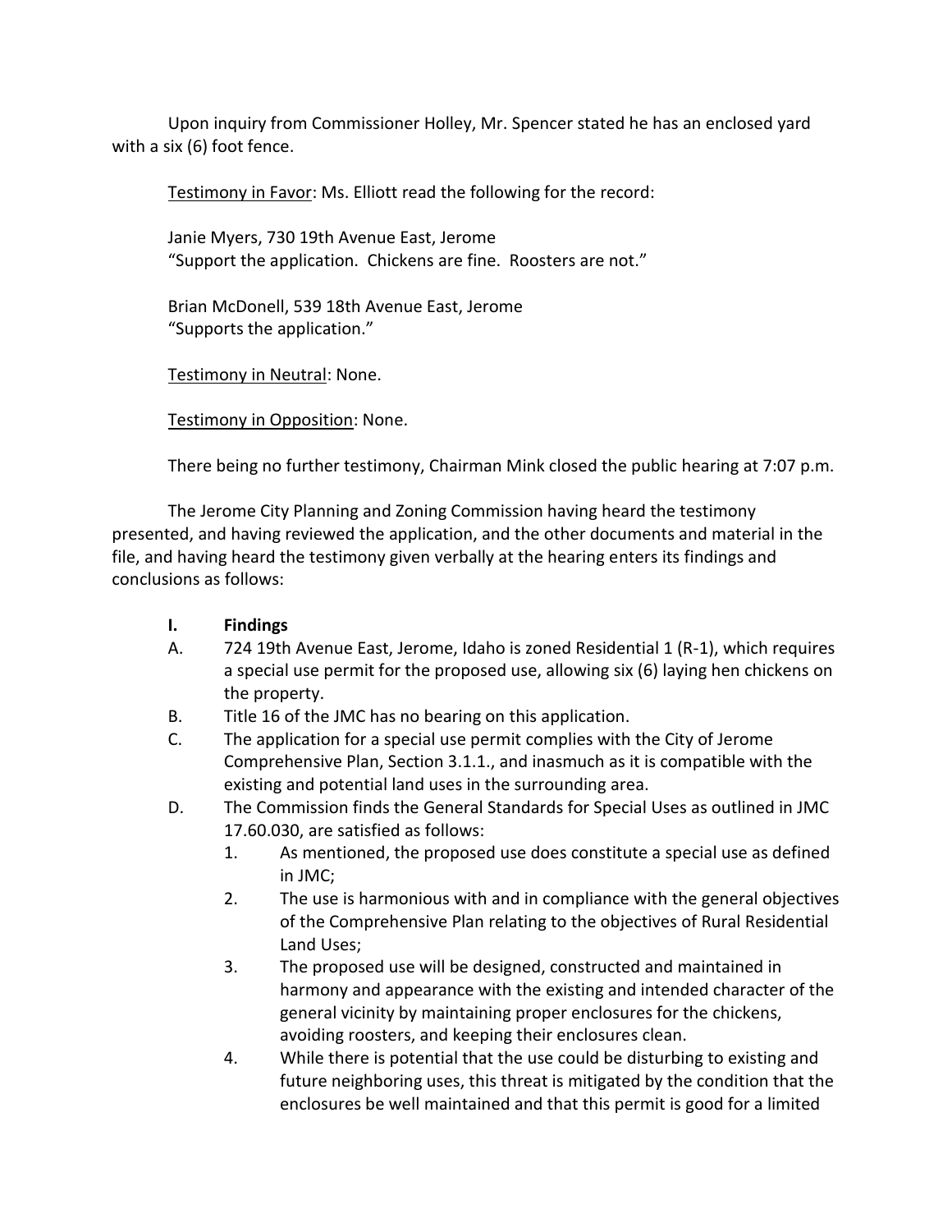Upon inquiry from Commissioner Holley, Mr. Spencer stated he has an enclosed yard with a six (6) foot fence.

Testimony in Favor: Ms. Elliott read the following for the record:

Janie Myers, 730 19th Avenue East, Jerome
"Support the application. Chickens are fine. Roosters are not."

Brian McDonell, 539 18th Avenue East, Jerome
"Supports the application."

Testimony in Neutral: None.

Testimony in Opposition: None.

There being no further testimony, Chairman Mink closed the public hearing at 7:07 p.m.

The Jerome City Planning and Zoning Commission having heard the testimony presented, and having reviewed the application, and the other documents and material in the file, and having heard the testimony given verbally at the hearing enters its findings and conclusions as follows:

**I. Findings**

A. 724 19th Avenue East, Jerome, Idaho is zoned Residential 1 (R-1), which requires a special use permit for the proposed use, allowing six (6) laying hen chickens on the property.

B. Title 16 of the JMC has no bearing on this application.

C. The application for a special use permit complies with the City of Jerome Comprehensive Plan, Section 3.1.1., and inasmuch as it is compatible with the existing and potential land uses in the surrounding area.

D. The Commission finds the General Standards for Special Uses as outlined in JMC 17.60.030, are satisfied as follows:

1. As mentioned, the proposed use does constitute a special use as defined in JMC;
2. The use is harmonious with and in compliance with the general objectives of the Comprehensive Plan relating to the objectives of Rural Residential Land Uses;
3. The proposed use will be designed, constructed and maintained in harmony and appearance with the existing and intended character of the general vicinity by maintaining proper enclosures for the chickens, avoiding roosters, and keeping their enclosures clean.
4. While there is potential that the use could be disturbing to existing and future neighboring uses, this threat is mitigated by the condition that the enclosures be well maintained and that this permit is good for a limited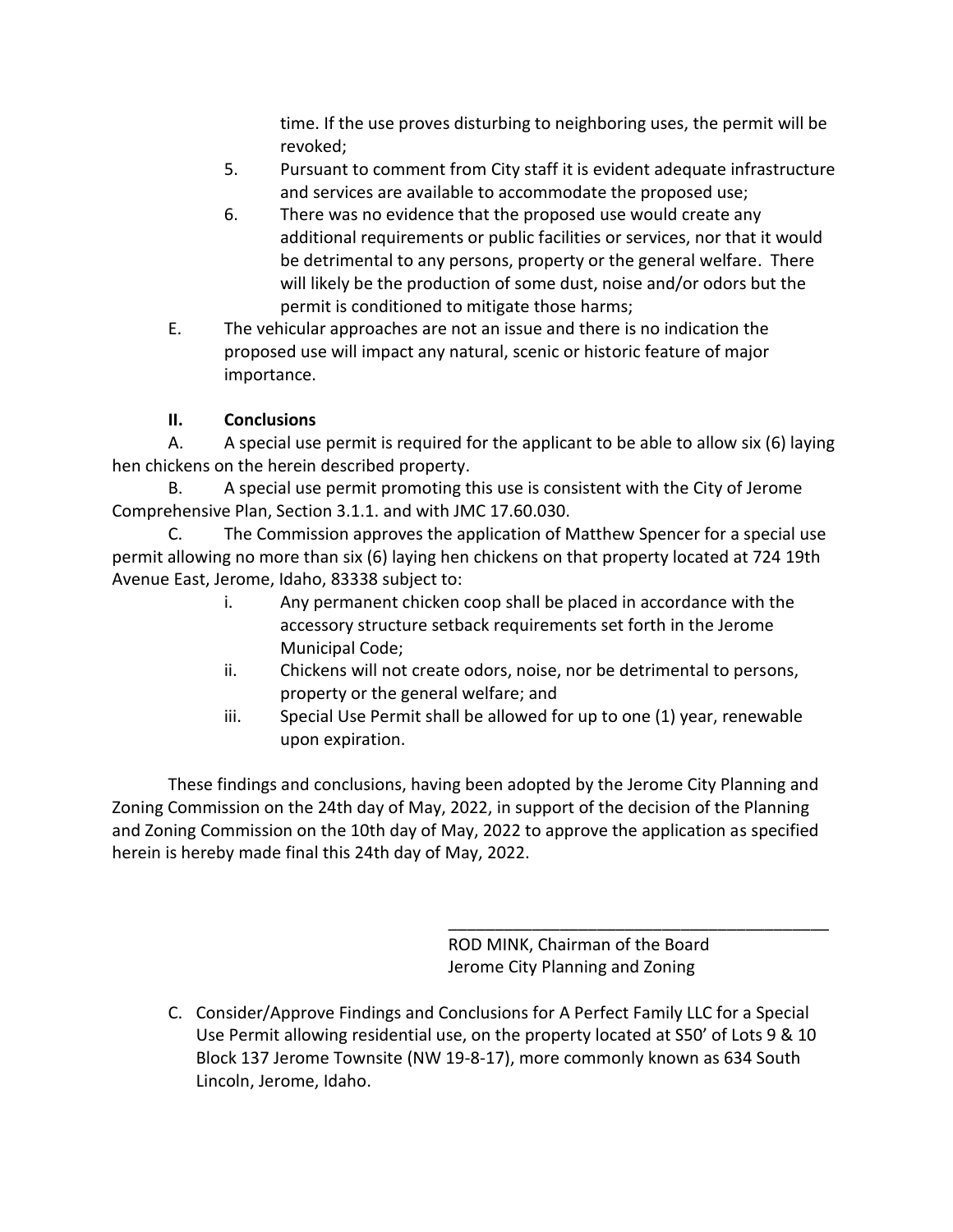time. If the use proves disturbing to neighboring uses, the permit will be revoked;

5. Pursuant to comment from City staff it is evident adequate infrastructure and services are available to accommodate the proposed use;
6. There was no evidence that the proposed use would create any additional requirements or public facilities or services, nor that it would be detrimental to any persons, property or the general welfare. There will likely be the production of some dust, noise and/or odors but the permit is conditioned to mitigate those harms;

E. The vehicular approaches are not an issue and there is no indication the proposed use will impact any natural, scenic or historic feature of major importance.

**II. Conclusions**

A. A special use permit is required for the applicant to be able to allow six (6) laying hen chickens on the herein described property.

B. A special use permit promoting this use is consistent with the City of Jerome Comprehensive Plan, Section 3.1.1. and with JMC 17.60.030.

C. The Commission approves the application of Matthew Spencer for a special use permit allowing no more than six (6) laying hen chickens on that property located at 724 19th Avenue East, Jerome, Idaho, 83338 subject to:

i. Any permanent chicken coop shall be placed in accordance with the accessory structure setback requirements set forth in the Jerome Municipal Code;

ii. Chickens will not create odors, noise, nor be detrimental to persons, property or the general welfare; and

iii. Special Use Permit shall be allowed for up to one (1) year, renewable upon expiration.

These findings and conclusions, having been adopted by the Jerome City Planning and Zoning Commission on the 24th day of May, 2022, in support of the decision of the Planning and Zoning Commission on the 10th day of May, 2022 to approve the application as specified herein is hereby made final this 24th day of May, 2022.

\_\_\_\_\_\_\_\_\_\_\_\_\_\_\_\_\_\_\_\_\_\_\_\_\_\_\_\_\_\_\_\_\_\_\_\_\_\_\_\_
ROD MINK, Chairman of the Board
Jerome City Planning and Zoning

C. Consider/Approve Findings and Conclusions for A Perfect Family LLC for a Special Use Permit allowing residential use, on the property located at S50' of Lots 9 & 10 Block 137 Jerome Townsite (NW 19-8-17), more commonly known as 634 South Lincoln, Jerome, Idaho.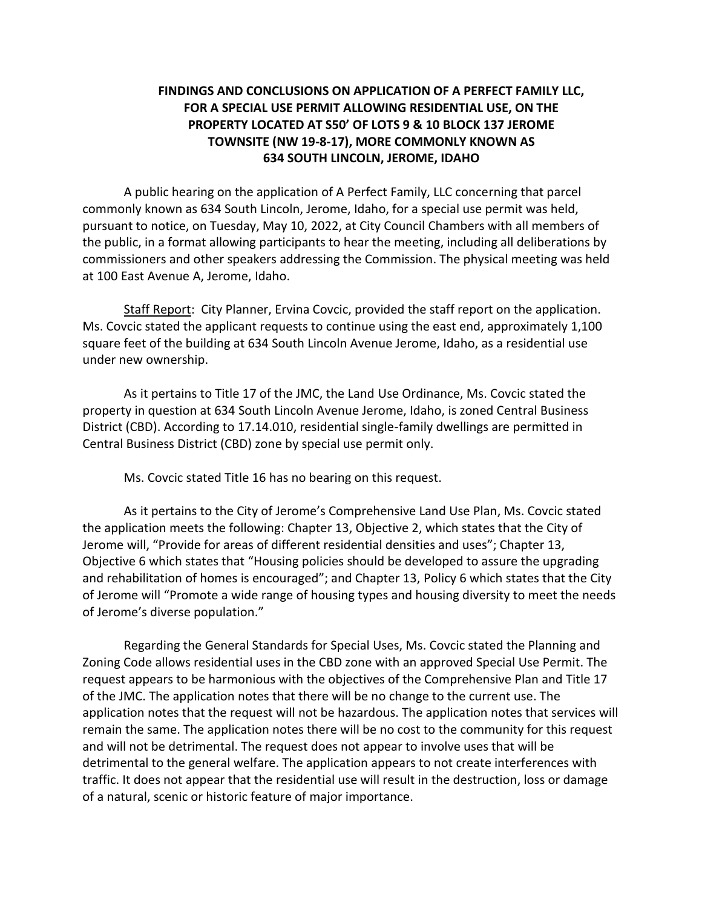**FINDINGS AND CONCLUSIONS ON APPLICATION OF A PERFECT FAMILY LLC, FOR A SPECIAL USE PERMIT ALLOWING RESIDENTIAL USE, ON THE PROPERTY LOCATED AT S50' OF LOTS 9 & 10 BLOCK 137 JEROME TOWNSITE (NW 19-8-17), MORE COMMONLY KNOWN AS 634 SOUTH LINCOLN, JEROME, IDAHO**

A public hearing on the application of A Perfect Family, LLC concerning that parcel commonly known as 634 South Lincoln, Jerome, Idaho, for a special use permit was held, pursuant to notice, on Tuesday, May 10, 2022, at City Council Chambers with all members of the public, in a format allowing participants to hear the meeting, including all deliberations by commissioners and other speakers addressing the Commission. The physical meeting was held at 100 East Avenue A, Jerome, Idaho.

Staff Report: City Planner, Ervina Covcic, provided the staff report on the application. Ms. Covcic stated the applicant requests to continue using the east end, approximately 1,100 square feet of the building at 634 South Lincoln Avenue Jerome, Idaho, as a residential use under new ownership.

As it pertains to Title 17 of the JMC, the Land Use Ordinance, Ms. Covcic stated the property in question at 634 South Lincoln Avenue Jerome, Idaho, is zoned Central Business District (CBD). According to 17.14.010, residential single-family dwellings are permitted in Central Business District (CBD) zone by special use permit only.

Ms. Covcic stated Title 16 has no bearing on this request.

As it pertains to the City of Jerome's Comprehensive Land Use Plan, Ms. Covcic stated the application meets the following: Chapter 13, Objective 2, which states that the City of Jerome will, "Provide for areas of different residential densities and uses"; Chapter 13, Objective 6 which states that "Housing policies should be developed to assure the upgrading and rehabilitation of homes is encouraged"; and Chapter 13, Policy 6 which states that the City of Jerome will "Promote a wide range of housing types and housing diversity to meet the needs of Jerome's diverse population."

Regarding the General Standards for Special Uses, Ms. Covcic stated the Planning and Zoning Code allows residential uses in the CBD zone with an approved Special Use Permit. The request appears to be harmonious with the objectives of the Comprehensive Plan and Title 17 of the JMC. The application notes that there will be no change to the current use. The application notes that the request will not be hazardous. The application notes that services will remain the same. The application notes there will be no cost to the community for this request and will not be detrimental. The request does not appear to involve uses that will be detrimental to the general welfare. The application appears to not create interferences with traffic. It does not appear that the residential use will result in the destruction, loss or damage of a natural, scenic or historic feature of major importance.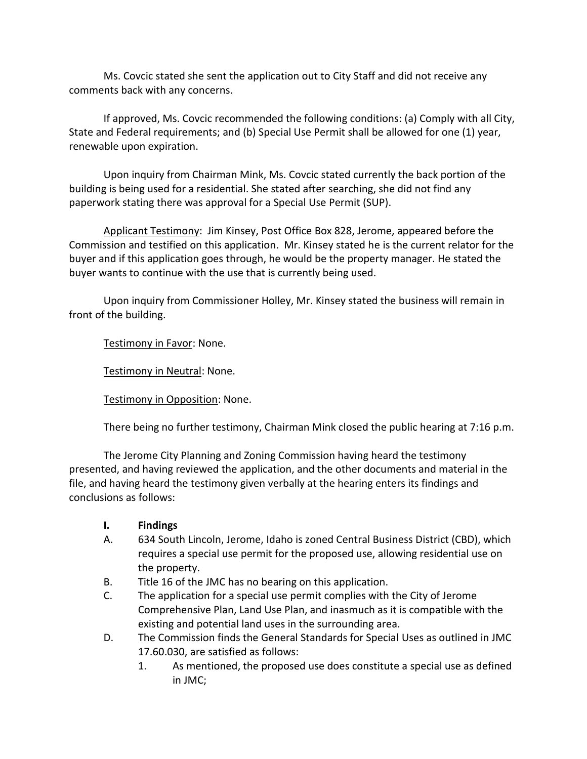Ms. Covcic stated she sent the application out to City Staff and did not receive any comments back with any concerns.

If approved, Ms. Covcic recommended the following conditions: (a) Comply with all City, State and Federal requirements; and (b) Special Use Permit shall be allowed for one (1) year, renewable upon expiration.

Upon inquiry from Chairman Mink, Ms. Covcic stated currently the back portion of the building is being used for a residential. She stated after searching, she did not find any paperwork stating there was approval for a Special Use Permit (SUP).

Applicant Testimony: Jim Kinsey, Post Office Box 828, Jerome, appeared before the Commission and testified on this application. Mr. Kinsey stated he is the current relator for the buyer and if this application goes through, he would be the property manager. He stated the buyer wants to continue with the use that is currently being used.

Upon inquiry from Commissioner Holley, Mr. Kinsey stated the business will remain in front of the building.

Testimony in Favor: None.

Testimony in Neutral: None.

Testimony in Opposition: None.

There being no further testimony, Chairman Mink closed the public hearing at 7:16 p.m.

The Jerome City Planning and Zoning Commission having heard the testimony presented, and having reviewed the application, and the other documents and material in the file, and having heard the testimony given verbally at the hearing enters its findings and conclusions as follows:

**I. Findings**

A. 634 South Lincoln, Jerome, Idaho is zoned Central Business District (CBD), which requires a special use permit for the proposed use, allowing residential use on the property.

B. Title 16 of the JMC has no bearing on this application.

C. The application for a special use permit complies with the City of Jerome Comprehensive Plan, Land Use Plan, and inasmuch as it is compatible with the existing and potential land uses in the surrounding area.

D. The Commission finds the General Standards for Special Uses as outlined in JMC 17.60.030, are satisfied as follows:

1. As mentioned, the proposed use does constitute a special use as defined in JMC;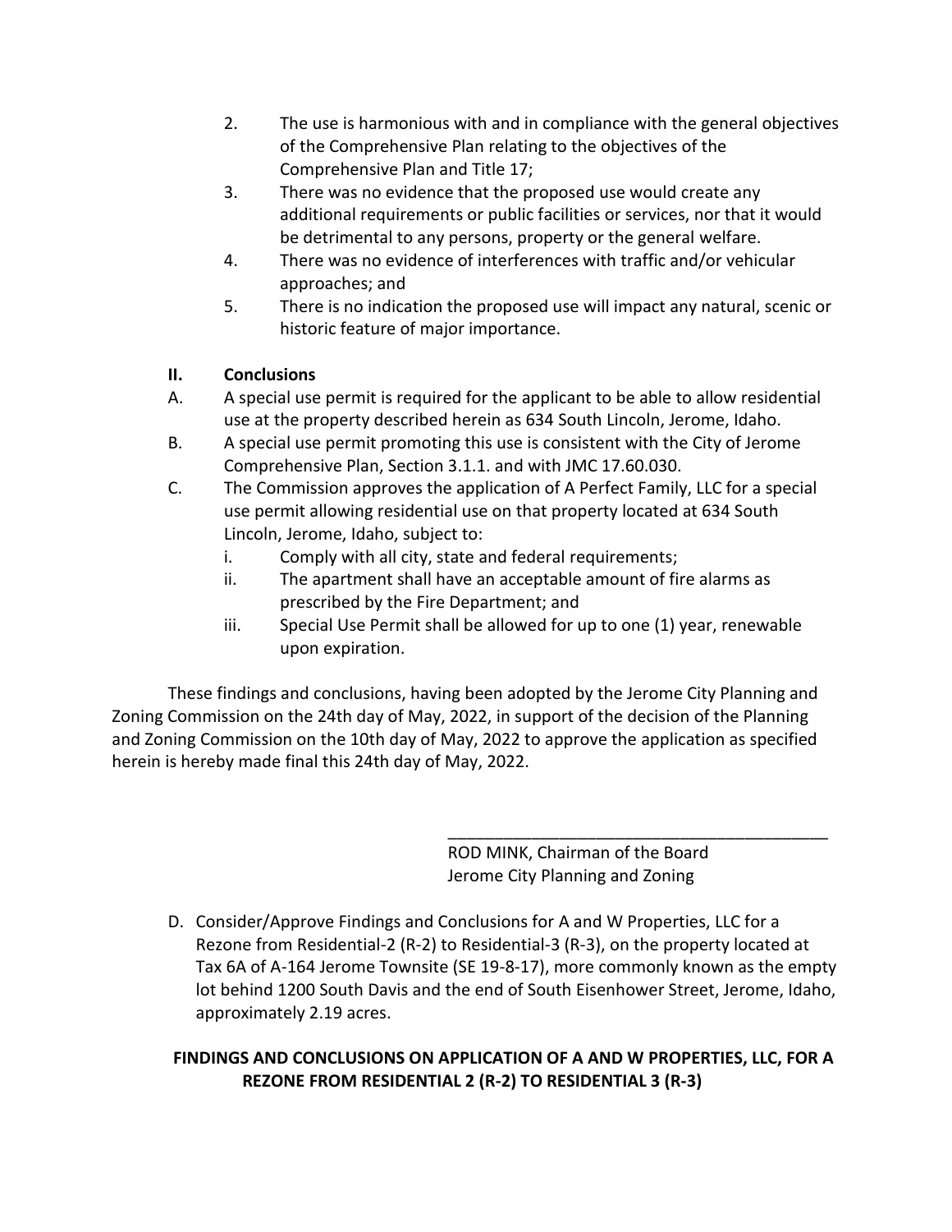2. The use is harmonious with and in compliance with the general objectives of the Comprehensive Plan relating to the objectives of the Comprehensive Plan and Title 17;
3. There was no evidence that the proposed use would create any additional requirements or public facilities or services, nor that it would be detrimental to any persons, property or the general welfare.
4. There was no evidence of interferences with traffic and/or vehicular approaches; and
5. There is no indication the proposed use will impact any natural, scenic or historic feature of major importance.

**II. Conclusions**

A. A special use permit is required for the applicant to be able to allow residential use at the property described herein as 634 South Lincoln, Jerome, Idaho.

B. A special use permit promoting this use is consistent with the City of Jerome Comprehensive Plan, Section 3.1.1. and with JMC 17.60.030.

C. The Commission approves the application of A Perfect Family, LLC for a special use permit allowing residential use on that property located at 634 South Lincoln, Jerome, Idaho, subject to:

   i. Comply with all city, state and federal requirements;
   ii. The apartment shall have an acceptable amount of fire alarms as prescribed by the Fire Department; and
   iii. Special Use Permit shall be allowed for up to one (1) year, renewable upon expiration.

These findings and conclusions, having been adopted by the Jerome City Planning and Zoning Commission on the 24th day of May, 2022, in support of the decision of the Planning and Zoning Commission on the 10th day of May, 2022 to approve the application as specified herein is hereby made final this 24th day of May, 2022.

\_\_\_\_\_\_\_\_\_\_\_\_\_\_\_\_\_\_\_\_\_\_\_\_\_\_\_\_\_\_\_\_\_\_\_\_\_\_\_\_

ROD MINK, Chairman of the Board
Jerome City Planning and Zoning

D. Consider/Approve Findings and Conclusions for A and W Properties, LLC for a Rezone from Residential-2 (R-2) to Residential-3 (R-3), on the property located at Tax 6A of A-164 Jerome Townsite (SE 19-8-17), more commonly known as the empty lot behind 1200 South Davis and the end of South Eisenhower Street, Jerome, Idaho, approximately 2.19 acres.

**FINDINGS AND CONCLUSIONS ON APPLICATION OF A AND W PROPERTIES, LLC, FOR A REZONE FROM RESIDENTIAL 2 (R-2) TO RESIDENTIAL 3 (R-3)**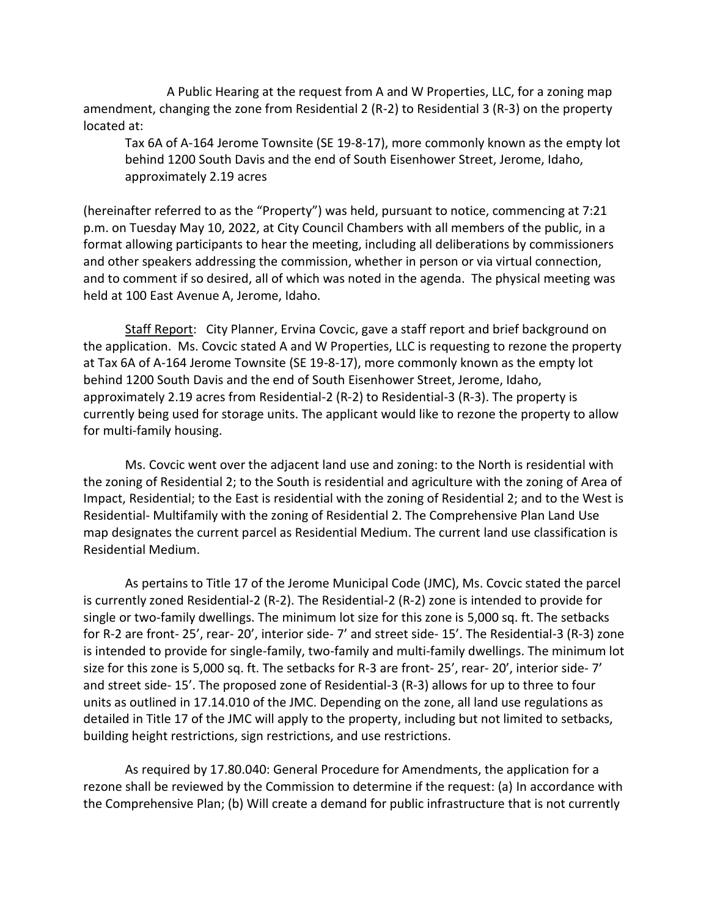A Public Hearing at the request from A and W Properties, LLC, for a zoning map amendment, changing the zone from Residential 2 (R-2) to Residential 3 (R-3) on the property located at:

> Tax 6A of A-164 Jerome Townsite (SE 19-8-17), more commonly known as the empty lot behind 1200 South Davis and the end of South Eisenhower Street, Jerome, Idaho, approximately 2.19 acres

(hereinafter referred to as the "Property") was held, pursuant to notice, commencing at 7:21 p.m. on Tuesday May 10, 2022, at City Council Chambers with all members of the public, in a format allowing participants to hear the meeting, including all deliberations by commissioners and other speakers addressing the commission, whether in person or via virtual connection, and to comment if so desired, all of which was noted in the agenda. The physical meeting was held at 100 East Avenue A, Jerome, Idaho.

Staff Report: City Planner, Ervina Covcic, gave a staff report and brief background on the application. Ms. Covcic stated A and W Properties, LLC is requesting to rezone the property at Tax 6A of A-164 Jerome Townsite (SE 19-8-17), more commonly known as the empty lot behind 1200 South Davis and the end of South Eisenhower Street, Jerome, Idaho, approximately 2.19 acres from Residential-2 (R-2) to Residential-3 (R-3). The property is currently being used for storage units. The applicant would like to rezone the property to allow for multi-family housing.

Ms. Covcic went over the adjacent land use and zoning: to the North is residential with the zoning of Residential 2; to the South is residential and agriculture with the zoning of Area of Impact, Residential; to the East is residential with the zoning of Residential 2; and to the West is Residential- Multifamily with the zoning of Residential 2. The Comprehensive Plan Land Use map designates the current parcel as Residential Medium. The current land use classification is Residential Medium.

As pertains to Title 17 of the Jerome Municipal Code (JMC), Ms. Covcic stated the parcel is currently zoned Residential-2 (R-2). The Residential-2 (R-2) zone is intended to provide for single or two-family dwellings. The minimum lot size for this zone is 5,000 sq. ft. The setbacks for R-2 are front- 25', rear- 20', interior side- 7' and street side- 15'. The Residential-3 (R-3) zone is intended to provide for single-family, two-family and multi-family dwellings. The minimum lot size for this zone is 5,000 sq. ft. The setbacks for R-3 are front- 25', rear- 20', interior side- 7' and street side- 15'. The proposed zone of Residential-3 (R-3) allows for up to three to four units as outlined in 17.14.010 of the JMC. Depending on the zone, all land use regulations as detailed in Title 17 of the JMC will apply to the property, including but not limited to setbacks, building height restrictions, sign restrictions, and use restrictions.

As required by 17.80.040: General Procedure for Amendments, the application for a rezone shall be reviewed by the Commission to determine if the request: (a) In accordance with the Comprehensive Plan; (b) Will create a demand for public infrastructure that is not currently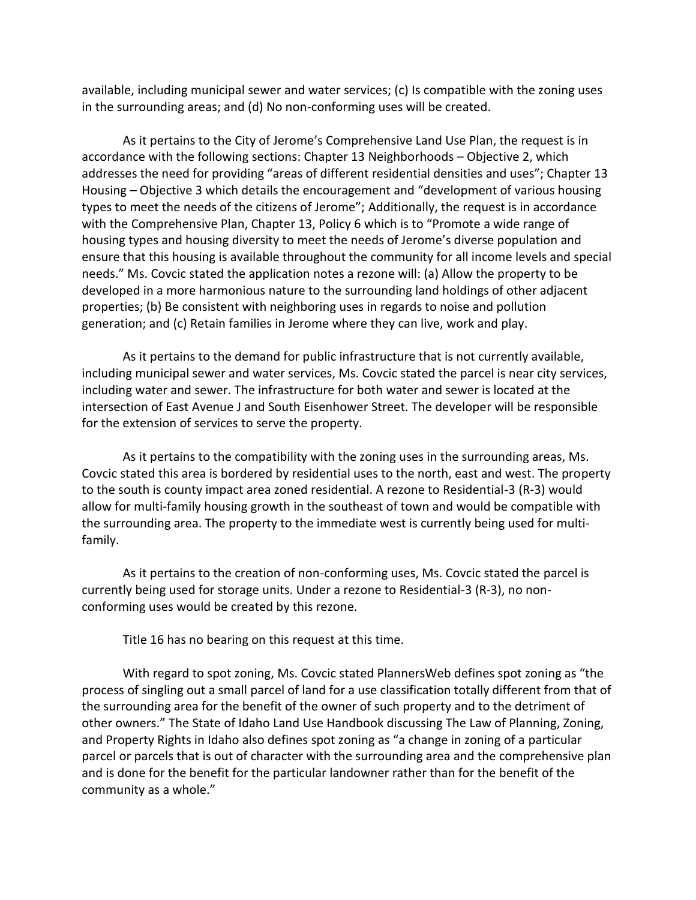available, including municipal sewer and water services; (c) Is compatible with the zoning uses in the surrounding areas; and (d) No non-conforming uses will be created.

As it pertains to the City of Jerome's Comprehensive Land Use Plan, the request is in accordance with the following sections: Chapter 13 Neighborhoods – Objective 2, which addresses the need for providing "areas of different residential densities and uses"; Chapter 13 Housing – Objective 3 which details the encouragement and "development of various housing types to meet the needs of the citizens of Jerome"; Additionally, the request is in accordance with the Comprehensive Plan, Chapter 13, Policy 6 which is to "Promote a wide range of housing types and housing diversity to meet the needs of Jerome's diverse population and ensure that this housing is available throughout the community for all income levels and special needs." Ms. Covcic stated the application notes a rezone will: (a) Allow the property to be developed in a more harmonious nature to the surrounding land holdings of other adjacent properties; (b) Be consistent with neighboring uses in regards to noise and pollution generation; and (c) Retain families in Jerome where they can live, work and play.

As it pertains to the demand for public infrastructure that is not currently available, including municipal sewer and water services, Ms. Covcic stated the parcel is near city services, including water and sewer. The infrastructure for both water and sewer is located at the intersection of East Avenue J and South Eisenhower Street. The developer will be responsible for the extension of services to serve the property.

As it pertains to the compatibility with the zoning uses in the surrounding areas, Ms. Covcic stated this area is bordered by residential uses to the north, east and west. The property to the south is county impact area zoned residential. A rezone to Residential-3 (R-3) would allow for multi-family housing growth in the southeast of town and would be compatible with the surrounding area. The property to the immediate west is currently being used for multi-family.

As it pertains to the creation of non-conforming uses, Ms. Covcic stated the parcel is currently being used for storage units. Under a rezone to Residential-3 (R-3), no non-conforming uses would be created by this rezone.

Title 16 has no bearing on this request at this time.

With regard to spot zoning, Ms. Covcic stated PlannersWeb defines spot zoning as "the process of singling out a small parcel of land for a use classification totally different from that of the surrounding area for the benefit of the owner of such property and to the detriment of other owners." The State of Idaho Land Use Handbook discussing The Law of Planning, Zoning, and Property Rights in Idaho also defines spot zoning as "a change in zoning of a particular parcel or parcels that is out of character with the surrounding area and the comprehensive plan and is done for the benefit for the particular landowner rather than for the benefit of the community as a whole."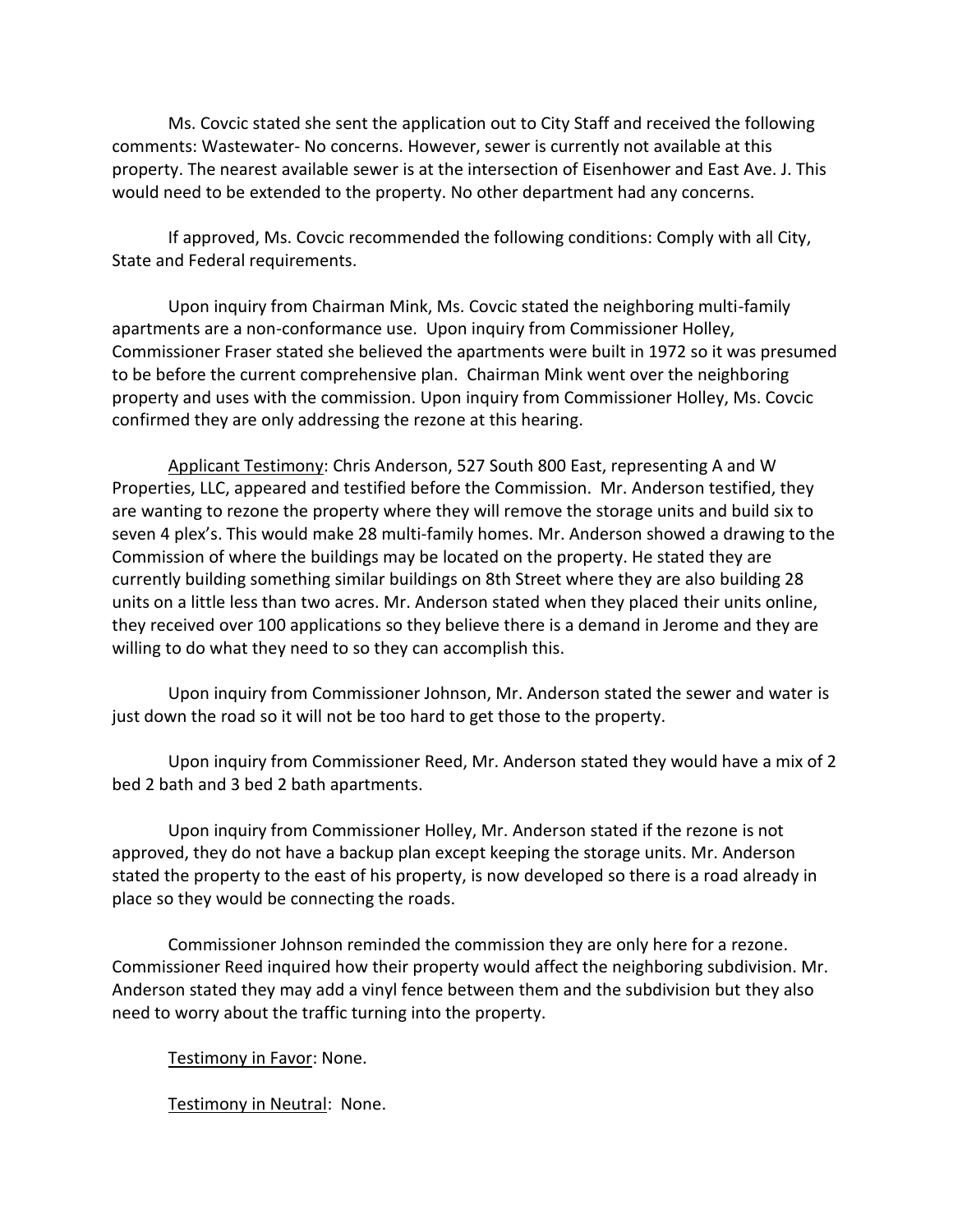Ms. Covcic stated she sent the application out to City Staff and received the following comments: Wastewater- No concerns. However, sewer is currently not available at this property. The nearest available sewer is at the intersection of Eisenhower and East Ave. J. This would need to be extended to the property. No other department had any concerns.

If approved, Ms. Covcic recommended the following conditions: Comply with all City, State and Federal requirements.

Upon inquiry from Chairman Mink, Ms. Covcic stated the neighboring multi-family apartments are a non-conformance use. Upon inquiry from Commissioner Holley, Commissioner Fraser stated she believed the apartments were built in 1972 so it was presumed to be before the current comprehensive plan. Chairman Mink went over the neighboring property and uses with the commission. Upon inquiry from Commissioner Holley, Ms. Covcic confirmed they are only addressing the rezone at this hearing.

Applicant Testimony: Chris Anderson, 527 South 800 East, representing A and W Properties, LLC, appeared and testified before the Commission. Mr. Anderson testified, they are wanting to rezone the property where they will remove the storage units and build six to seven 4 plex's. This would make 28 multi-family homes. Mr. Anderson showed a drawing to the Commission of where the buildings may be located on the property. He stated they are currently building something similar buildings on 8th Street where they are also building 28 units on a little less than two acres. Mr. Anderson stated when they placed their units online, they received over 100 applications so they believe there is a demand in Jerome and they are willing to do what they need to so they can accomplish this.

Upon inquiry from Commissioner Johnson, Mr. Anderson stated the sewer and water is just down the road so it will not be too hard to get those to the property.

Upon inquiry from Commissioner Reed, Mr. Anderson stated they would have a mix of 2 bed 2 bath and 3 bed 2 bath apartments.

Upon inquiry from Commissioner Holley, Mr. Anderson stated if the rezone is not approved, they do not have a backup plan except keeping the storage units. Mr. Anderson stated the property to the east of his property, is now developed so there is a road already in place so they would be connecting the roads.

Commissioner Johnson reminded the commission they are only here for a rezone. Commissioner Reed inquired how their property would affect the neighboring subdivision. Mr. Anderson stated they may add a vinyl fence between them and the subdivision but they also need to worry about the traffic turning into the property.

Testimony in Favor: None.

Testimony in Neutral: None.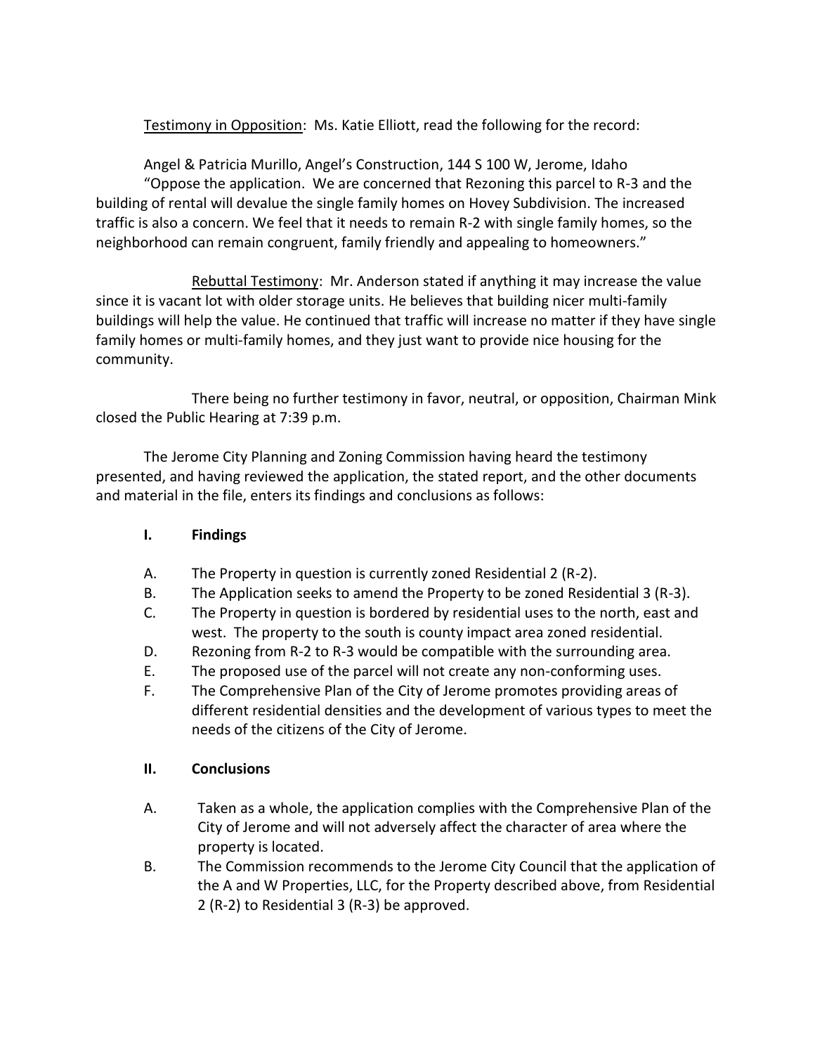<u>Testimony in Opposition</u>: Ms. Katie Elliott, read the following for the record:

Angel & Patricia Murillo, Angel's Construction, 144 S 100 W, Jerome, Idaho
"Oppose the application. We are concerned that Rezoning this parcel to R-3 and the building of rental will devalue the single family homes on Hovey Subdivision. The increased traffic is also a concern. We feel that it needs to remain R-2 with single family homes, so the neighborhood can remain congruent, family friendly and appealing to homeowners."

<u>Rebuttal Testimony</u>: Mr. Anderson stated if anything it may increase the value since it is vacant lot with older storage units. He believes that building nicer multi-family buildings will help the value. He continued that traffic will increase no matter if they have single family homes or multi-family homes, and they just want to provide nice housing for the community.

There being no further testimony in favor, neutral, or opposition, Chairman Mink closed the Public Hearing at 7:39 p.m.

The Jerome City Planning and Zoning Commission having heard the testimony presented, and having reviewed the application, the stated report, and the other documents and material in the file, enters its findings and conclusions as follows:

**I. Findings**

A. The Property in question is currently zoned Residential 2 (R-2).

B. The Application seeks to amend the Property to be zoned Residential 3 (R-3).

C. The Property in question is bordered by residential uses to the north, east and west. The property to the south is county impact area zoned residential.

D. Rezoning from R-2 to R-3 would be compatible with the surrounding area.

E. The proposed use of the parcel will not create any non-conforming uses.

F. The Comprehensive Plan of the City of Jerome promotes providing areas of different residential densities and the development of various types to meet the needs of the citizens of the City of Jerome.

**II. Conclusions**

A. Taken as a whole, the application complies with the Comprehensive Plan of the City of Jerome and will not adversely affect the character of area where the property is located.

B. The Commission recommends to the Jerome City Council that the application of the A and W Properties, LLC, for the Property described above, from Residential 2 (R-2) to Residential 3 (R-3) be approved.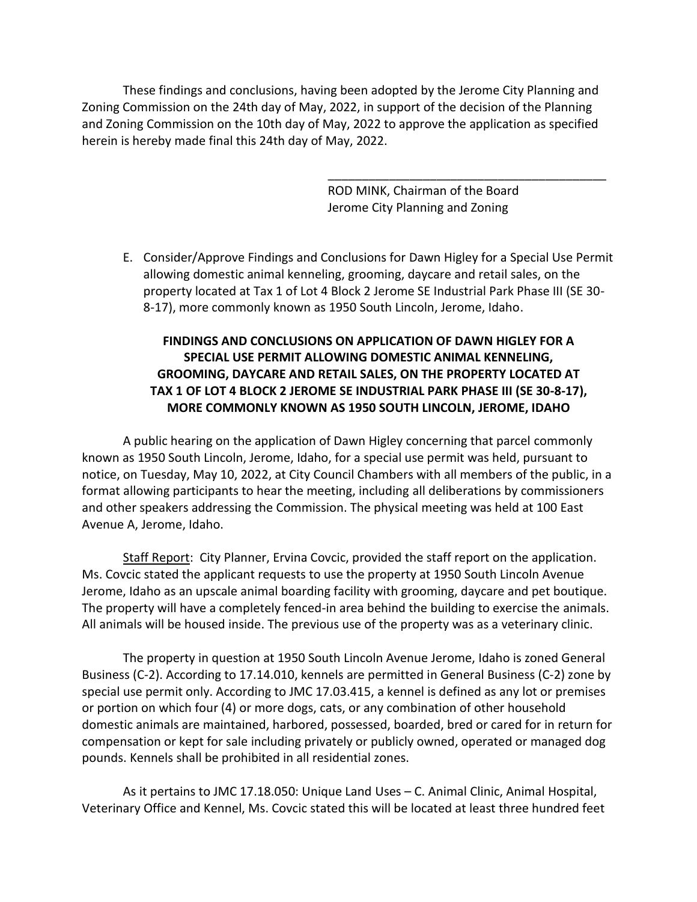These findings and conclusions, having been adopted by the Jerome City Planning and Zoning Commission on the 24th day of May, 2022, in support of the decision of the Planning and Zoning Commission on the 10th day of May, 2022 to approve the application as specified herein is hereby made final this 24th day of May, 2022.

\_\_\_\_\_\_\_\_\_\_\_\_\_\_\_\_\_\_\_\_\_\_\_\_\_\_\_\_\_\_\_\_\_\_\_\_\_\_\_\_\_\_

ROD MINK, Chairman of the Board
Jerome City Planning and Zoning

E. Consider/Approve Findings and Conclusions for Dawn Higley for a Special Use Permit allowing domestic animal kenneling, grooming, daycare and retail sales, on the property located at Tax 1 of Lot 4 Block 2 Jerome SE Industrial Park Phase III (SE 30-8-17), more commonly known as 1950 South Lincoln, Jerome, Idaho.

**FINDINGS AND CONCLUSIONS ON APPLICATION OF DAWN HIGLEY FOR A SPECIAL USE PERMIT ALLOWING DOMESTIC ANIMAL KENNELING, GROOMING, DAYCARE AND RETAIL SALES, ON THE PROPERTY LOCATED AT TAX 1 OF LOT 4 BLOCK 2 JEROME SE INDUSTRIAL PARK PHASE III (SE 30-8-17), MORE COMMONLY KNOWN AS 1950 SOUTH LINCOLN, JEROME, IDAHO**

A public hearing on the application of Dawn Higley concerning that parcel commonly known as 1950 South Lincoln, Jerome, Idaho, for a special use permit was held, pursuant to notice, on Tuesday, May 10, 2022, at City Council Chambers with all members of the public, in a format allowing participants to hear the meeting, including all deliberations by commissioners and other speakers addressing the Commission. The physical meeting was held at 100 East Avenue A, Jerome, Idaho.

Staff Report: City Planner, Ervina Covcic, provided the staff report on the application. Ms. Covcic stated the applicant requests to use the property at 1950 South Lincoln Avenue Jerome, Idaho as an upscale animal boarding facility with grooming, daycare and pet boutique. The property will have a completely fenced-in area behind the building to exercise the animals. All animals will be housed inside. The previous use of the property was as a veterinary clinic.

The property in question at 1950 South Lincoln Avenue Jerome, Idaho is zoned General Business (C-2). According to 17.14.010, kennels are permitted in General Business (C-2) zone by special use permit only. According to JMC 17.03.415, a kennel is defined as any lot or premises or portion on which four (4) or more dogs, cats, or any combination of other household domestic animals are maintained, harbored, possessed, boarded, bred or cared for in return for compensation or kept for sale including privately or publicly owned, operated or managed dog pounds. Kennels shall be prohibited in all residential zones.

As it pertains to JMC 17.18.050: Unique Land Uses – C. Animal Clinic, Animal Hospital, Veterinary Office and Kennel, Ms. Covcic stated this will be located at least three hundred feet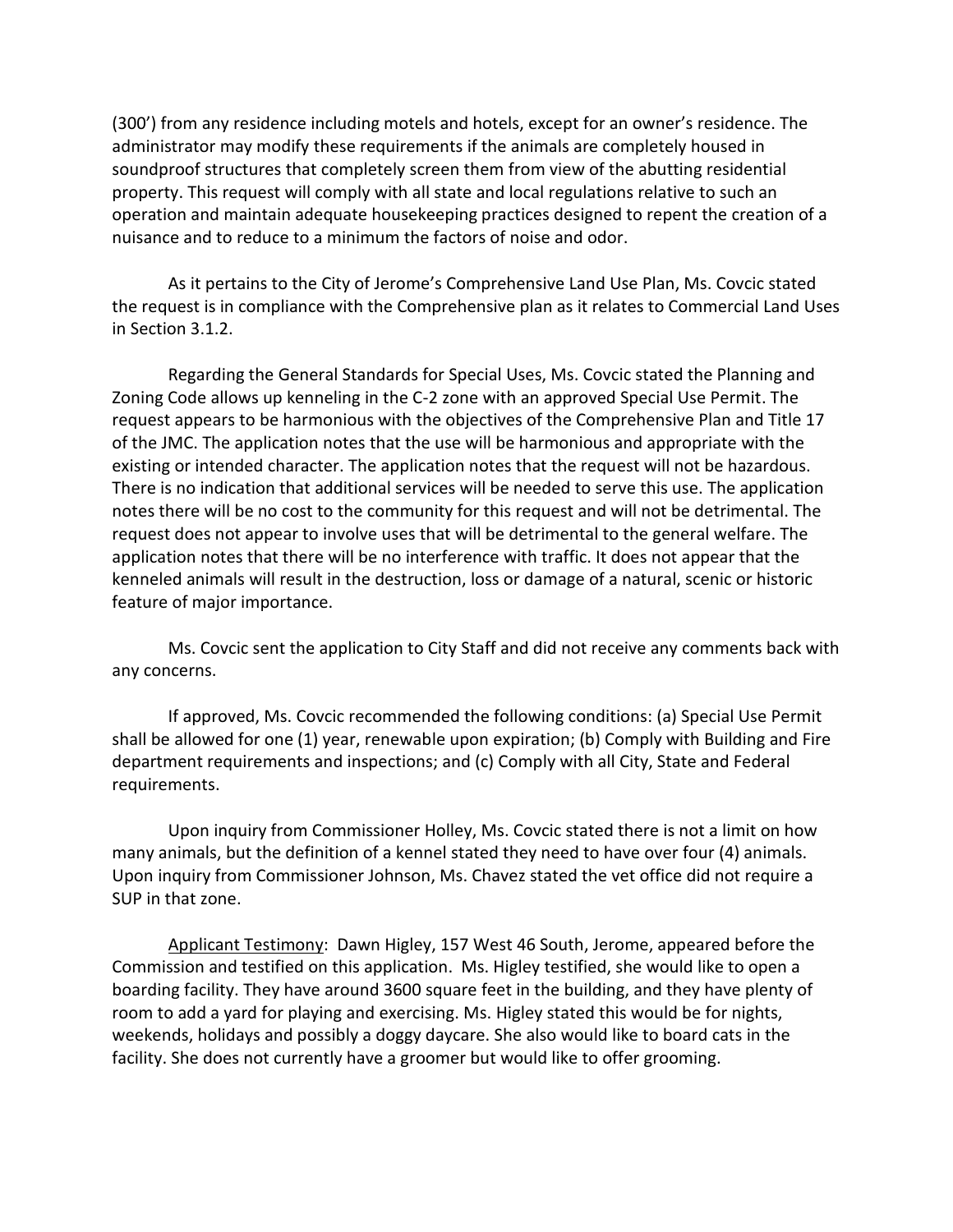(300') from any residence including motels and hotels, except for an owner's residence. The administrator may modify these requirements if the animals are completely housed in soundproof structures that completely screen them from view of the abutting residential property. This request will comply with all state and local regulations relative to such an operation and maintain adequate housekeeping practices designed to repent the creation of a nuisance and to reduce to a minimum the factors of noise and odor.

As it pertains to the City of Jerome's Comprehensive Land Use Plan, Ms. Covcic stated the request is in compliance with the Comprehensive plan as it relates to Commercial Land Uses in Section 3.1.2.

Regarding the General Standards for Special Uses, Ms. Covcic stated the Planning and Zoning Code allows up kenneling in the C-2 zone with an approved Special Use Permit. The request appears to be harmonious with the objectives of the Comprehensive Plan and Title 17 of the JMC. The application notes that the use will be harmonious and appropriate with the existing or intended character. The application notes that the request will not be hazardous. There is no indication that additional services will be needed to serve this use. The application notes there will be no cost to the community for this request and will not be detrimental. The request does not appear to involve uses that will be detrimental to the general welfare. The application notes that there will be no interference with traffic. It does not appear that the kenneled animals will result in the destruction, loss or damage of a natural, scenic or historic feature of major importance.

Ms. Covcic sent the application to City Staff and did not receive any comments back with any concerns.

If approved, Ms. Covcic recommended the following conditions: (a) Special Use Permit shall be allowed for one (1) year, renewable upon expiration; (b) Comply with Building and Fire department requirements and inspections; and (c) Comply with all City, State and Federal requirements.

Upon inquiry from Commissioner Holley, Ms. Covcic stated there is not a limit on how many animals, but the definition of a kennel stated they need to have over four (4) animals. Upon inquiry from Commissioner Johnson, Ms. Chavez stated the vet office did not require a SUP in that zone.

Applicant Testimony: Dawn Higley, 157 West 46 South, Jerome, appeared before the Commission and testified on this application. Ms. Higley testified, she would like to open a boarding facility. They have around 3600 square feet in the building, and they have plenty of room to add a yard for playing and exercising. Ms. Higley stated this would be for nights, weekends, holidays and possibly a doggy daycare. She also would like to board cats in the facility. She does not currently have a groomer but would like to offer grooming.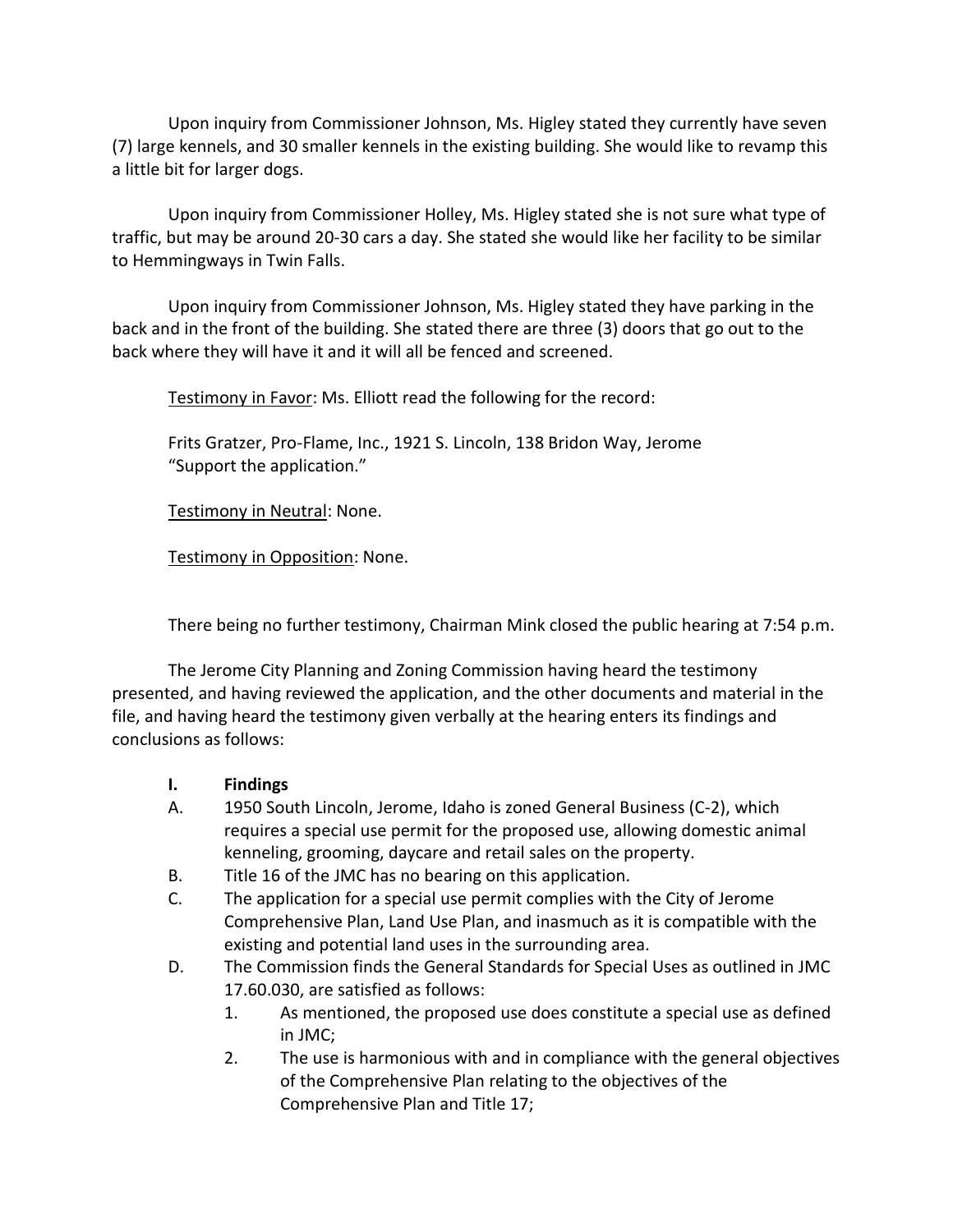Upon inquiry from Commissioner Johnson, Ms. Higley stated they currently have seven (7) large kennels, and 30 smaller kennels in the existing building. She would like to revamp this a little bit for larger dogs.

Upon inquiry from Commissioner Holley, Ms. Higley stated she is not sure what type of traffic, but may be around 20-30 cars a day. She stated she would like her facility to be similar to Hemmingways in Twin Falls.

Upon inquiry from Commissioner Johnson, Ms. Higley stated they have parking in the back and in the front of the building. She stated there are three (3) doors that go out to the back where they will have it and it will all be fenced and screened.

Testimony in Favor: Ms. Elliott read the following for the record:

Frits Gratzer, Pro-Flame, Inc., 1921 S. Lincoln, 138 Bridon Way, Jerome
"Support the application."

Testimony in Neutral: None.

Testimony in Opposition: None.

There being no further testimony, Chairman Mink closed the public hearing at 7:54 p.m.

The Jerome City Planning and Zoning Commission having heard the testimony presented, and having reviewed the application, and the other documents and material in the file, and having heard the testimony given verbally at the hearing enters its findings and conclusions as follows:

**I. Findings**

A. 1950 South Lincoln, Jerome, Idaho is zoned General Business (C-2), which requires a special use permit for the proposed use, allowing domestic animal kenneling, grooming, daycare and retail sales on the property.

B. Title 16 of the JMC has no bearing on this application.

C. The application for a special use permit complies with the City of Jerome Comprehensive Plan, Land Use Plan, and inasmuch as it is compatible with the existing and potential land uses in the surrounding area.

D. The Commission finds the General Standards for Special Uses as outlined in JMC 17.60.030, are satisfied as follows:

1. As mentioned, the proposed use does constitute a special use as defined in JMC;
2. The use is harmonious with and in compliance with the general objectives of the Comprehensive Plan relating to the objectives of the Comprehensive Plan and Title 17;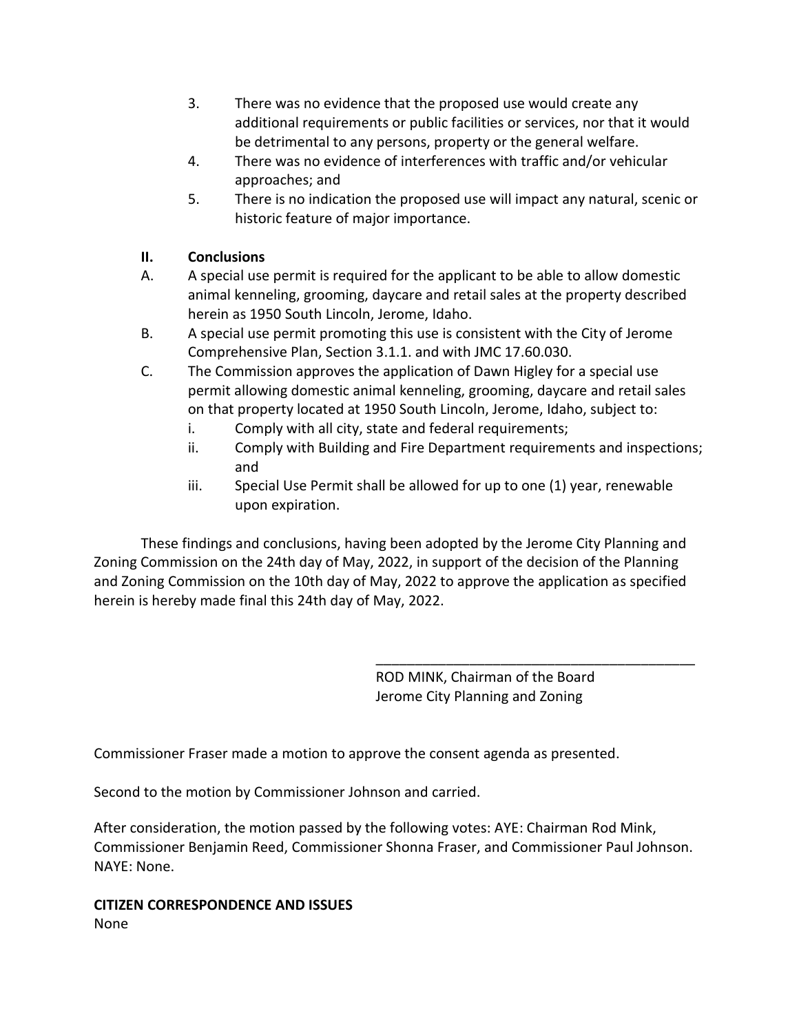3. There was no evidence that the proposed use would create any additional requirements or public facilities or services, nor that it would be detrimental to any persons, property or the general welfare.
4. There was no evidence of interferences with traffic and/or vehicular approaches; and
5. There is no indication the proposed use will impact any natural, scenic or historic feature of major importance.

**II. Conclusions**

A. A special use permit is required for the applicant to be able to allow domestic animal kenneling, grooming, daycare and retail sales at the property described herein as 1950 South Lincoln, Jerome, Idaho.

B. A special use permit promoting this use is consistent with the City of Jerome Comprehensive Plan, Section 3.1.1. and with JMC 17.60.030.

C. The Commission approves the application of Dawn Higley for a special use permit allowing domestic animal kenneling, grooming, daycare and retail sales on that property located at 1950 South Lincoln, Jerome, Idaho, subject to:

   i. Comply with all city, state and federal requirements;
   ii. Comply with Building and Fire Department requirements and inspections; and
   iii. Special Use Permit shall be allowed for up to one (1) year, renewable upon expiration.

These findings and conclusions, having been adopted by the Jerome City Planning and Zoning Commission on the 24th day of May, 2022, in support of the decision of the Planning and Zoning Commission on the 10th day of May, 2022 to approve the application as specified herein is hereby made final this 24th day of May, 2022.

\_\_\_\_\_\_\_\_\_\_\_\_\_\_\_\_\_\_\_\_\_\_\_\_\_\_\_\_\_\_\_\_\_\_\_\_\_\_\_\_

ROD MINK, Chairman of the Board
Jerome City Planning and Zoning

Commissioner Fraser made a motion to approve the consent agenda as presented.

Second to the motion by Commissioner Johnson and carried.

After consideration, the motion passed by the following votes: AYE: Chairman Rod Mink, Commissioner Benjamin Reed, Commissioner Shonna Fraser, and Commissioner Paul Johnson. NAYE: None.

**CITIZEN CORRESPONDENCE AND ISSUES**

None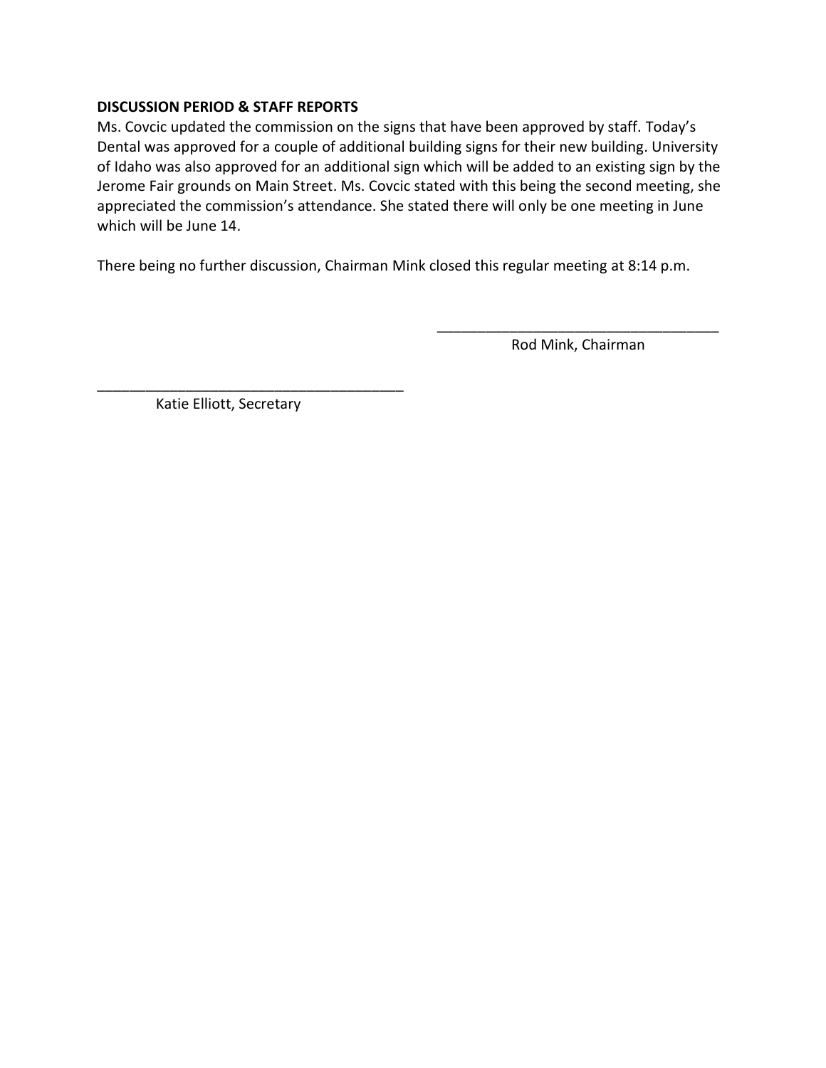**DISCUSSION PERIOD & STAFF REPORTS**

Ms. Covcic updated the commission on the signs that have been approved by staff. Today's Dental was approved for a couple of additional building signs for their new building. University of Idaho was also approved for an additional sign which will be added to an existing sign by the Jerome Fair grounds on Main Street. Ms. Covcic stated with this being the second meeting, she appreciated the commission's attendance. She stated there will only be one meeting in June which will be June 14.

There being no further discussion, Chairman Mink closed this regular meeting at 8:14 p.m.

\_\_\_\_\_\_\_\_\_\_\_\_\_\_\_\_\_\_\_\_\_\_\_\_\_\_\_\_\_\_\_\_\_\_\_\_

Rod Mink, Chairman

\_\_\_\_\_\_\_\_\_\_\_\_\_\_\_\_\_\_\_\_\_\_\_\_\_\_\_\_\_\_\_\_\_\_\_\_

Katie Elliott, Secretary